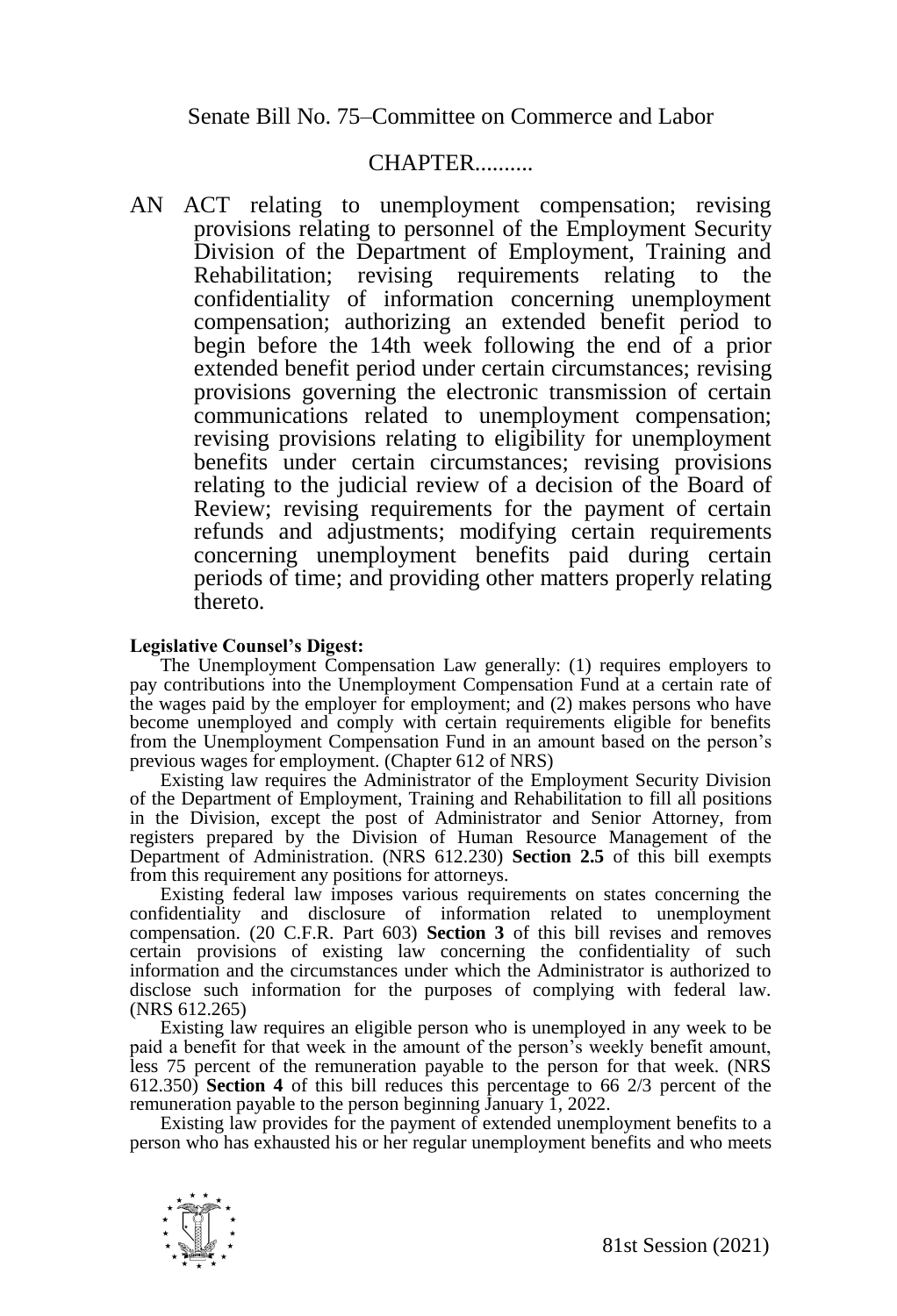Senate Bill No. 75–Committee on Commerce and Labor

CHAPTER..........

AN ACT relating to unemployment compensation; revising provisions relating to personnel of the Employment Security Division of the Department of Employment, Training and Rehabilitation; revising requirements relating to the confidentiality of information concerning unemployment compensation; authorizing an extended benefit period to begin before the 14th week following the end of a prior extended benefit period under certain circumstances; revising provisions governing the electronic transmission of certain communications related to unemployment compensation; revising provisions relating to eligibility for unemployment benefits under certain circumstances; revising provisions relating to the judicial review of a decision of the Board of Review; revising requirements for the payment of certain refunds and adjustments; modifying certain requirements concerning unemployment benefits paid during certain periods of time; and providing other matters properly relating thereto.

**Legislative Counsel's Digest:**

The Unemployment Compensation Law generally: (1) requires employers to pay contributions into the Unemployment Compensation Fund at a certain rate of the wages paid by the employer for employment; and (2) makes persons who have become unemployed and comply with certain requirements eligible for benefits from the Unemployment Compensation Fund in an amount based on the person's previous wages for employment. (Chapter 612 of NRS)

Existing law requires the Administrator of the Employment Security Division of the Department of Employment, Training and Rehabilitation to fill all positions in the Division, except the post of Administrator and Senior Attorney, from registers prepared by the Division of Human Resource Management of the Department of Administration. (NRS 612.230) **Section 2.5** of this bill exempts from this requirement any positions for attorneys.

Existing federal law imposes various requirements on states concerning the confidentiality and disclosure of information related to unemployment compensation. (20 C.F.R. Part 603) **Section 3** of this bill revises and removes certain provisions of existing law concerning the confidentiality of such information and the circumstances under which the Administrator is authorized to disclose such information for the purposes of complying with federal law. (NRS 612.265)

Existing law requires an eligible person who is unemployed in any week to be paid a benefit for that week in the amount of the person's weekly benefit amount, less 75 percent of the remuneration payable to the person for that week. (NRS 612.350) **Section 4** of this bill reduces this percentage to 66 2/3 percent of the remuneration payable to the person beginning January 1, 2022.

Existing law provides for the payment of extended unemployment benefits to a person who has exhausted his or her regular unemployment benefits and who meets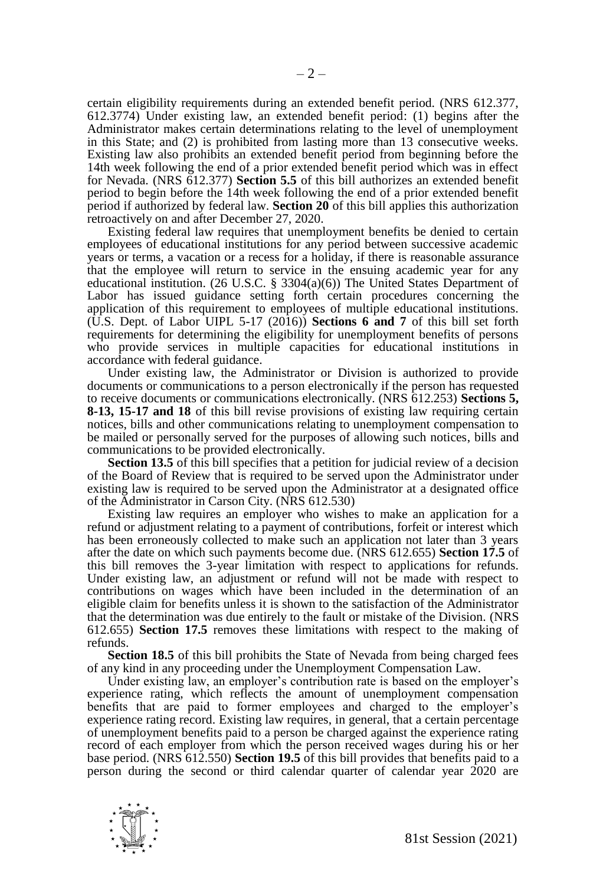certain eligibility requirements during an extended benefit period. (NRS 612.377, 612.3774) Under existing law, an extended benefit period: (1) begins after the Administrator makes certain determinations relating to the level of unemployment in this State; and (2) is prohibited from lasting more than 13 consecutive weeks. Existing law also prohibits an extended benefit period from beginning before the 14th week following the end of a prior extended benefit period which was in effect for Nevada. (NRS 612.377) **Section 5.5** of this bill authorizes an extended benefit period to begin before the 14th week following the end of a prior extended benefit period if authorized by federal law. **Section 20** of this bill applies this authorization retroactively on and after December 27, 2020.

Existing federal law requires that unemployment benefits be denied to certain employees of educational institutions for any period between successive academic years or terms, a vacation or a recess for a holiday, if there is reasonable assurance that the employee will return to service in the ensuing academic year for any educational institution. (26 U.S.C. § 3304(a)(6)) The United States Department of Labor has issued guidance setting forth certain procedures concerning the application of this requirement to employees of multiple educational institutions. (U.S. Dept. of Labor UIPL 5-17 (2016)) **Sections 6 and 7** of this bill set forth requirements for determining the eligibility for unemployment benefits of persons who provide services in multiple capacities for educational institutions in accordance with federal guidance.

Under existing law, the Administrator or Division is authorized to provide documents or communications to a person electronically if the person has requested to receive documents or communications electronically. (NRS 612.253) **Sections 5, 8-13, 15-17 and 18** of this bill revise provisions of existing law requiring certain notices, bills and other communications relating to unemployment compensation to be mailed or personally served for the purposes of allowing such notices, bills and communications to be provided electronically.

**Section 13.5** of this bill specifies that a petition for judicial review of a decision of the Board of Review that is required to be served upon the Administrator under existing law is required to be served upon the Administrator at a designated office of the Administrator in Carson City. (NRS 612.530)

Existing law requires an employer who wishes to make an application for a refund or adjustment relating to a payment of contributions, forfeit or interest which has been erroneously collected to make such an application not later than 3 years after the date on which such payments become due. (NRS 612.655) **Section 17.5** of this bill removes the 3-year limitation with respect to applications for refunds. Under existing law, an adjustment or refund will not be made with respect to contributions on wages which have been included in the determination of an eligible claim for benefits unless it is shown to the satisfaction of the Administrator that the determination was due entirely to the fault or mistake of the Division. (NRS 612.655) **Section 17.5** removes these limitations with respect to the making of refunds.

**Section 18.5** of this bill prohibits the State of Nevada from being charged fees of any kind in any proceeding under the Unemployment Compensation Law.

Under existing law, an employer's contribution rate is based on the employer's experience rating, which reflects the amount of unemployment compensation benefits that are paid to former employees and charged to the employer's experience rating record. Existing law requires, in general, that a certain percentage of unemployment benefits paid to a person be charged against the experience rating record of each employer from which the person received wages during his or her base period. (NRS 612.550) **Section 19.5** of this bill provides that benefits paid to a person during the second or third calendar quarter of calendar year 2020 are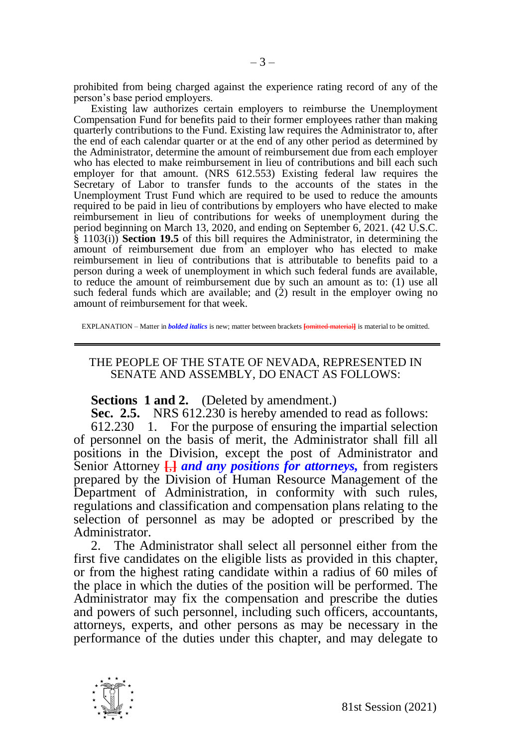prohibited from being charged against the experience rating record of any of the person's base period employers.

Existing law authorizes certain employers to reimburse the Unemployment Compensation Fund for benefits paid to their former employees rather than making quarterly contributions to the Fund. Existing law requires the Administrator to, after the end of each calendar quarter or at the end of any other period as determined by the Administrator, determine the amount of reimbursement due from each employer who has elected to make reimbursement in lieu of contributions and bill each such employer for that amount. (NRS 612.553) Existing federal law requires the Secretary of Labor to transfer funds to the accounts of the states in the Unemployment Trust Fund which are required to be used to reduce the amounts required to be paid in lieu of contributions by employers who have elected to make reimbursement in lieu of contributions for weeks of unemployment during the period beginning on March 13, 2020, and ending on September 6, 2021. (42 U.S.C. § 1103(i)) **Section 19.5** of this bill requires the Administrator, in determining the amount of reimbursement due from an employer who has elected to make reimbursement in lieu of contributions that is attributable to benefits paid to a person during a week of unemployment in which such federal funds are available, to reduce the amount of reimbursement due by such an amount as to: (1) use all such federal funds which are available; and (2) result in the employer owing no amount of reimbursement for that week.

EXPLANATION – Matter in ***bolded italics*** is new; matter between brackets [omitted material] is material to be omitted.

---

THE PEOPLE OF THE STATE OF NEVADA, REPRESENTED IN SENATE AND ASSEMBLY, DO ENACT AS FOLLOWS:

**Sections 1 and 2.** (Deleted by amendment.)

**Sec. 2.5.** NRS 612.230 is hereby amended to read as follows:

612.230 1. For the purpose of ensuring the impartial selection of personnel on the basis of merit, the Administrator shall fill all positions in the Division, except the post of Administrator and Senior Attorney [,] ***and any positions for attorneys,*** from registers prepared by the Division of Human Resource Management of the Department of Administration, in conformity with such rules, regulations and classification and compensation plans relating to the selection of personnel as may be adopted or prescribed by the Administrator.

2. The Administrator shall select all personnel either from the first five candidates on the eligible lists as provided in this chapter, or from the highest rating candidate within a radius of 60 miles of the place in which the duties of the position will be performed. The Administrator may fix the compensation and prescribe the duties and powers of such personnel, including such officers, accountants, attorneys, experts, and other persons as may be necessary in the performance of the duties under this chapter, and may delegate to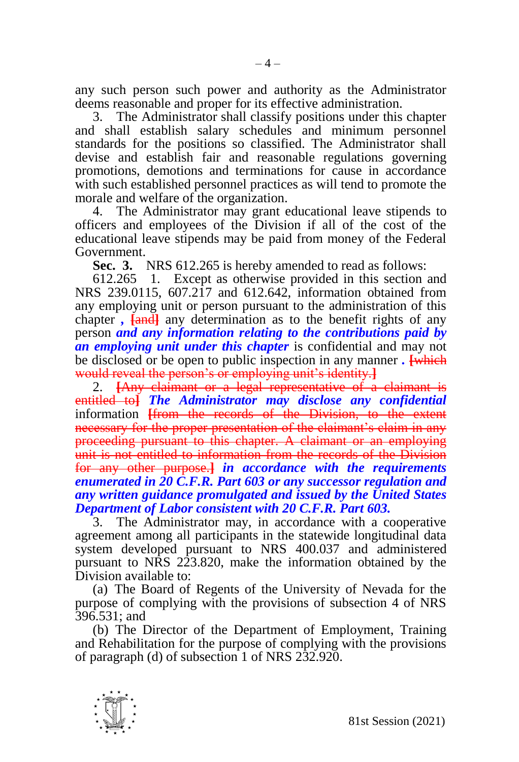any such person such power and authority as the Administrator deems reasonable and proper for its effective administration.

3. The Administrator shall classify positions under this chapter and shall establish salary schedules and minimum personnel standards for the positions so classified. The Administrator shall devise and establish fair and reasonable regulations governing promotions, demotions and terminations for cause in accordance with such established personnel practices as will tend to promote the morale and welfare of the organization.

4. The Administrator may grant educational leave stipends to officers and employees of the Division if all of the cost of the educational leave stipends may be paid from money of the Federal Government.

**Sec. 3.** NRS 612.265 is hereby amended to read as follows:

612.265 1. Except as otherwise provided in this section and NRS 239.0115, 607.217 and 612.642, information obtained from any employing unit or person pursuant to the administration of this chapter *,* ~~[and]~~ any determination as to the benefit rights of any person ***and any information relating to the contributions paid by an employing unit under this chapter*** is confidential and may not be disclosed or be open to public inspection in any manner *.* ~~[which would reveal the person's or employing unit's identity.]~~

2. ~~[Any claimant or a legal representative of a claimant is entitled to]~~ ***The Administrator may disclose any confidential*** information ~~[from the records of the Division, to the extent necessary for the proper presentation of the claimant's claim in any proceeding pursuant to this chapter. A claimant or an employing unit is not entitled to information from the records of the Division for any other purpose.]~~ ***in accordance with the requirements enumerated in 20 C.F.R. Part 603 or any successor regulation and any written guidance promulgated and issued by the United States Department of Labor consistent with 20 C.F.R. Part 603.***

3. The Administrator may, in accordance with a cooperative agreement among all participants in the statewide longitudinal data system developed pursuant to NRS 400.037 and administered pursuant to NRS 223.820, make the information obtained by the Division available to:

(a) The Board of Regents of the University of Nevada for the purpose of complying with the provisions of subsection 4 of NRS 396.531; and

(b) The Director of the Department of Employment, Training and Rehabilitation for the purpose of complying with the provisions of paragraph (d) of subsection 1 of NRS 232.920.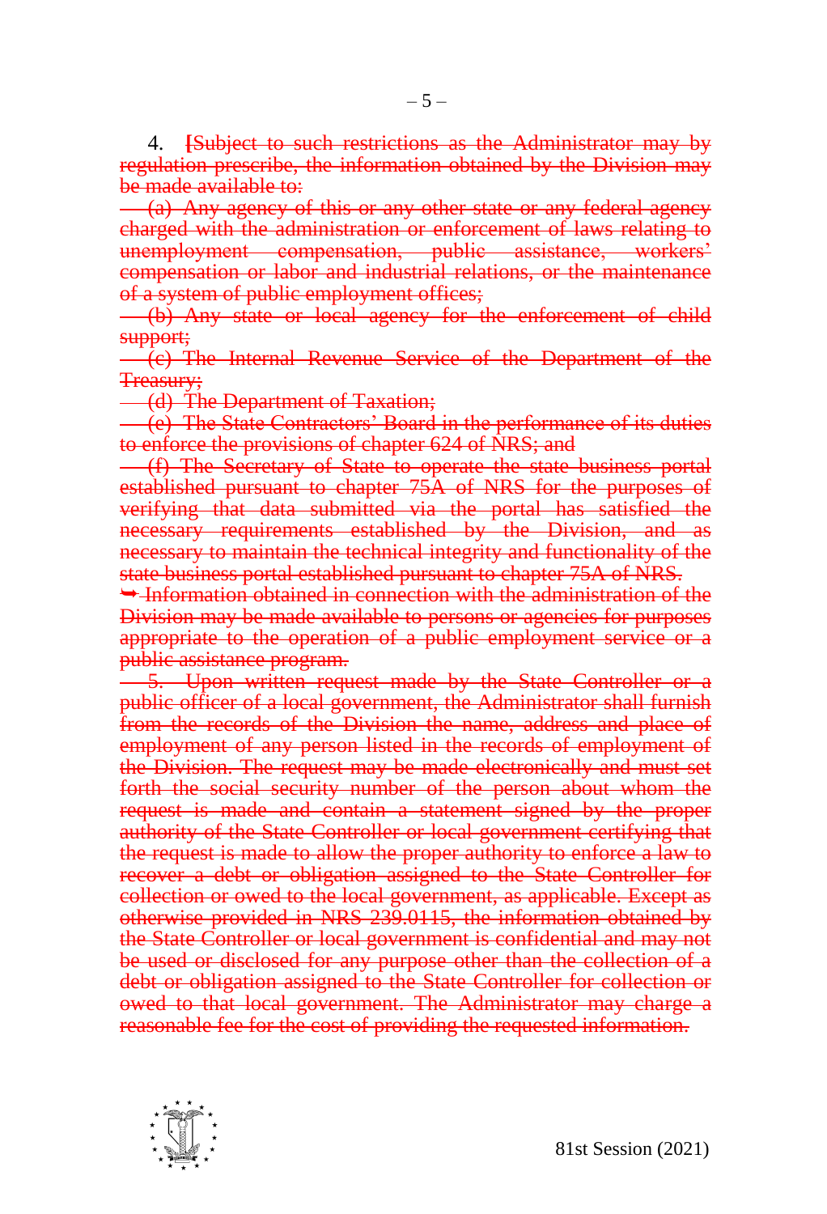4. **[**~~Subject to such restrictions as the Administrator may by regulation prescribe, the information obtained by the Division may be made available to:~~

~~(a) Any agency of this or any other state or any federal agency charged with the administration or enforcement of laws relating to unemployment compensation, public assistance, workers' compensation or labor and industrial relations, or the maintenance of a system of public employment offices;~~

~~(b) Any state or local agency for the enforcement of child support;~~

~~(c) The Internal Revenue Service of the Department of the Treasury;~~

~~(d) The Department of Taxation;~~

~~(e) The State Contractors' Board in the performance of its duties to enforce the provisions of chapter 624 of NRS; and~~

~~(f) The Secretary of State to operate the state business portal established pursuant to chapter 75A of NRS for the purposes of verifying that data submitted via the portal has satisfied the necessary requirements established by the Division, and as necessary to maintain the technical integrity and functionality of the state business portal established pursuant to chapter 75A of NRS.~~

~~➥ Information obtained in connection with the administration of the Division may be made available to persons or agencies for purposes appropriate to the operation of a public employment service or a public assistance program.~~

~~5. Upon written request made by the State Controller or a public officer of a local government, the Administrator shall furnish from the records of the Division the name, address and place of employment of any person listed in the records of employment of the Division. The request may be made electronically and must set forth the social security number of the person about whom the request is made and contain a statement signed by the proper authority of the State Controller or local government certifying that the request is made to allow the proper authority to enforce a law to recover a debt or obligation assigned to the State Controller for collection or owed to the local government, as applicable. Except as otherwise provided in NRS 239.0115, the information obtained by the State Controller or local government is confidential and may not be used or disclosed for any purpose other than the collection of a debt or obligation assigned to the State Controller for collection or owed to that local government. The Administrator may charge a reasonable fee for the cost of providing the requested information.~~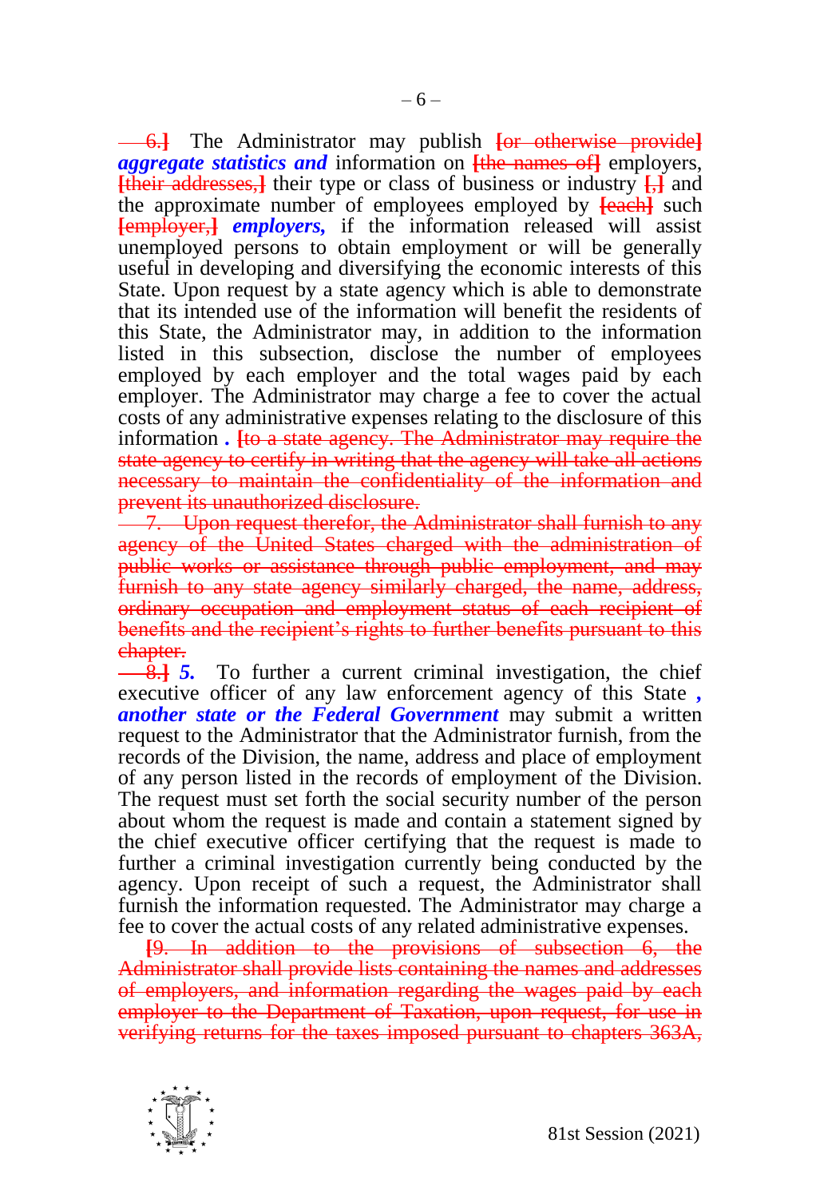~~6.]~~ The Administrator may publish **[**~~or otherwise provide~~**]** ***aggregate statistics and*** information on **[**~~the names of~~**]** employers, **[**~~their addresses,~~**]** their type or class of business or industry **[**~~,~~**]** and the approximate number of employees employed by **[**~~each~~**]** such **[**~~employer,~~**]** ***employers,*** if the information released will assist unemployed persons to obtain employment or will be generally useful in developing and diversifying the economic interests of this State. Upon request by a state agency which is able to demonstrate that its intended use of the information will benefit the residents of this State, the Administrator may, in addition to the information listed in this subsection, disclose the number of employees employed by each employer and the total wages paid by each employer. The Administrator may charge a fee to cover the actual costs of any administrative expenses relating to the disclosure of this information ***.*** **[**~~to a state agency. The Administrator may require the state agency to certify in writing that the agency will take all actions necessary to maintain the confidentiality of the information and prevent its unauthorized disclosure.~~

~~7. Upon request therefor, the Administrator shall furnish to any agency of the United States charged with the administration of public works or assistance through public employment, and may furnish to any state agency similarly charged, the name, address, ordinary occupation and employment status of each recipient of benefits and the recipient's rights to further benefits pursuant to this chapter.~~

~~8.]~~ ***5.*** To further a current criminal investigation, the chief executive officer of any law enforcement agency of this State ***, another state or the Federal Government*** may submit a written request to the Administrator that the Administrator furnish, from the records of the Division, the name, address and place of employment of any person listed in the records of employment of the Division. The request must set forth the social security number of the person about whom the request is made and contain a statement signed by the chief executive officer certifying that the request is made to further a criminal investigation currently being conducted by the agency. Upon receipt of such a request, the Administrator shall furnish the information requested. The Administrator may charge a fee to cover the actual costs of any related administrative expenses.

**[**~~9. In addition to the provisions of subsection 6, the Administrator shall provide lists containing the names and addresses of employers, and information regarding the wages paid by each employer to the Department of Taxation, upon request, for use in verifying returns for the taxes imposed pursuant to chapters 363A,~~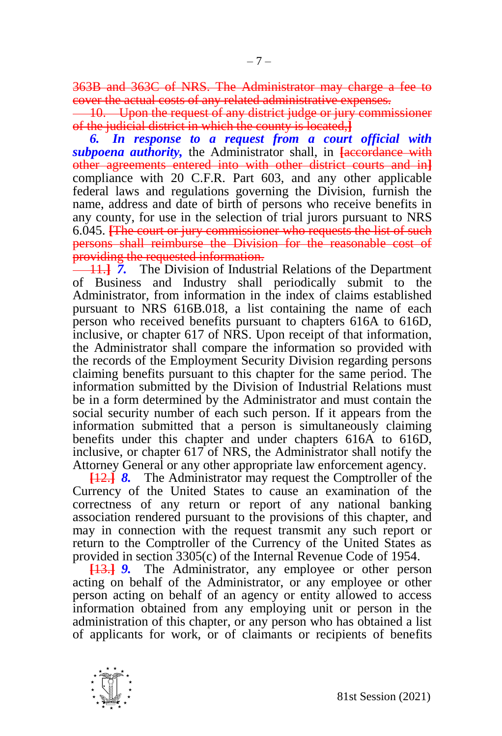363B and 363C of NRS. The Administrator may charge a fee to cover the actual costs of any related administrative expenses.

10. Upon the request of any district judge or jury commissioner of the judicial district in which the county is located,]

*6. In response to a request from a court official with subpoena authority,* the Administrator shall, in [accordance with other agreements entered into with other district courts and in] compliance with 20 C.F.R. Part 603, and any other applicable federal laws and regulations governing the Division, furnish the name, address and date of birth of persons who receive benefits in any county, for use in the selection of trial jurors pursuant to NRS 6.045. [The court or jury commissioner who requests the list of such persons shall reimburse the Division for the reasonable cost of providing the requested information.

11.] *7.* The Division of Industrial Relations of the Department of Business and Industry shall periodically submit to the Administrator, from information in the index of claims established pursuant to NRS 616B.018, a list containing the name of each person who received benefits pursuant to chapters 616A to 616D, inclusive, or chapter 617 of NRS. Upon receipt of that information, the Administrator shall compare the information so provided with the records of the Employment Security Division regarding persons claiming benefits pursuant to this chapter for the same period. The information submitted by the Division of Industrial Relations must be in a form determined by the Administrator and must contain the social security number of each such person. If it appears from the information submitted that a person is simultaneously claiming benefits under this chapter and under chapters 616A to 616D, inclusive, or chapter 617 of NRS, the Administrator shall notify the Attorney General or any other appropriate law enforcement agency.

[12.] *8.* The Administrator may request the Comptroller of the Currency of the United States to cause an examination of the correctness of any return or report of any national banking association rendered pursuant to the provisions of this chapter, and may in connection with the request transmit any such report or return to the Comptroller of the Currency of the United States as provided in section 3305(c) of the Internal Revenue Code of 1954.

[13.] *9.* The Administrator, any employee or other person acting on behalf of the Administrator, or any employee or other person acting on behalf of an agency or entity allowed to access information obtained from any employing unit or person in the administration of this chapter, or any person who has obtained a list of applicants for work, or of claimants or recipients of benefits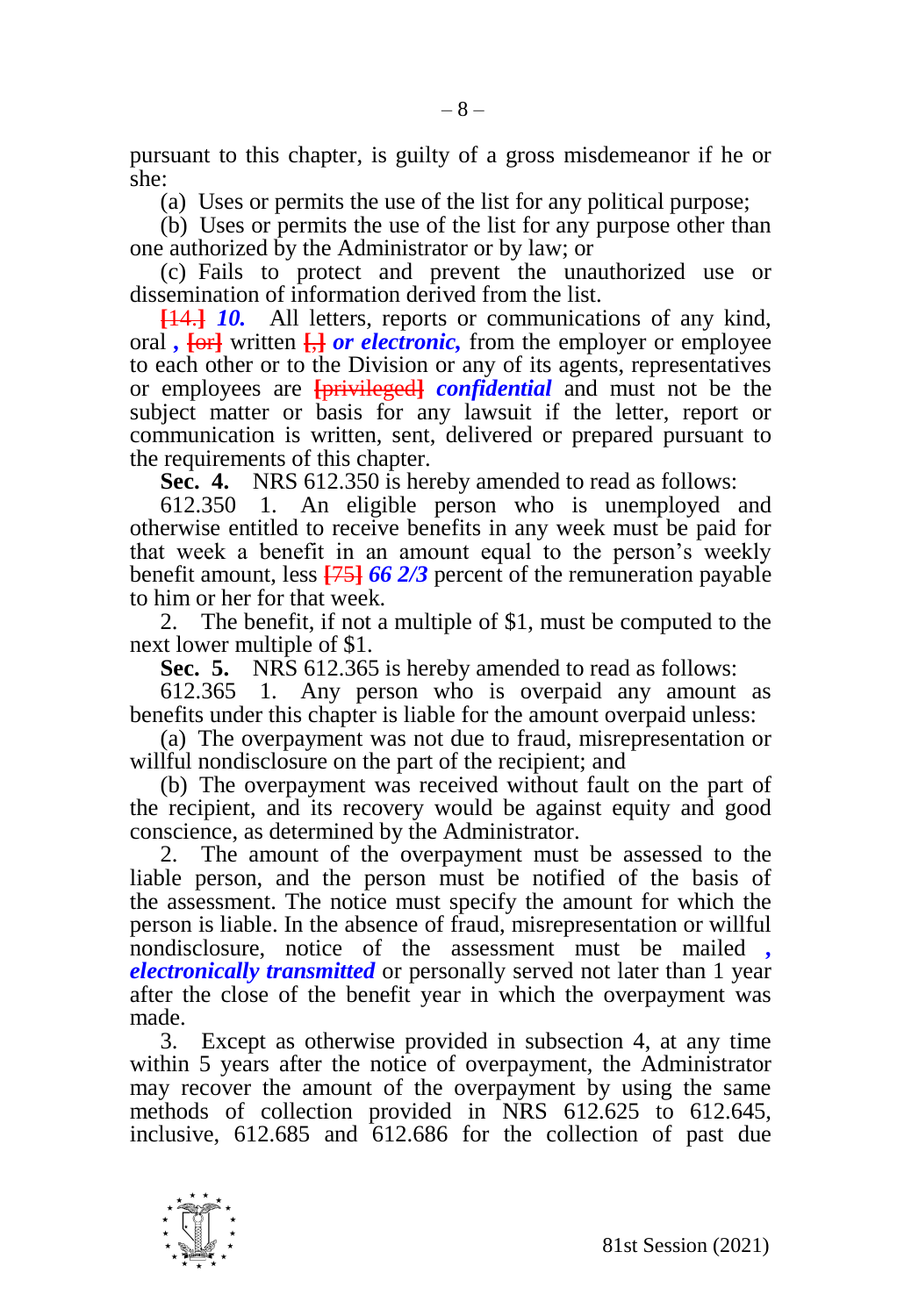pursuant to this chapter, is guilty of a gross misdemeanor if he or she:

(a) Uses or permits the use of the list for any political purpose;

(b) Uses or permits the use of the list for any purpose other than one authorized by the Administrator or by law; or

(c) Fails to protect and prevent the unauthorized use or dissemination of information derived from the list.

~~[14.]~~ ***10.*** All letters, reports or communications of any kind, oral ***,*** ~~[or]~~ written ~~[,]~~ ***or electronic,*** from the employer or employee to each other or to the Division or any of its agents, representatives or employees are ~~[privileged]~~ ***confidential*** and must not be the subject matter or basis for any lawsuit if the letter, report or communication is written, sent, delivered or prepared pursuant to the requirements of this chapter.

**Sec. 4.** NRS 612.350 is hereby amended to read as follows:

612.350 1. An eligible person who is unemployed and otherwise entitled to receive benefits in any week must be paid for that week a benefit in an amount equal to the person's weekly benefit amount, less ~~[75]~~ ***66 2/3*** percent of the remuneration payable to him or her for that week.

2. The benefit, if not a multiple of $1, must be computed to the next lower multiple of $1.

**Sec. 5.** NRS 612.365 is hereby amended to read as follows:

612.365 1. Any person who is overpaid any amount as benefits under this chapter is liable for the amount overpaid unless:

(a) The overpayment was not due to fraud, misrepresentation or willful nondisclosure on the part of the recipient; and

(b) The overpayment was received without fault on the part of the recipient, and its recovery would be against equity and good conscience, as determined by the Administrator.

2. The amount of the overpayment must be assessed to the liable person, and the person must be notified of the basis of the assessment. The notice must specify the amount for which the person is liable. In the absence of fraud, misrepresentation or willful nondisclosure, notice of the assessment must be mailed ***, electronically transmitted*** or personally served not later than 1 year after the close of the benefit year in which the overpayment was made.

3. Except as otherwise provided in subsection 4, at any time within 5 years after the notice of overpayment, the Administrator may recover the amount of the overpayment by using the same methods of collection provided in NRS 612.625 to 612.645, inclusive, 612.685 and 612.686 for the collection of past due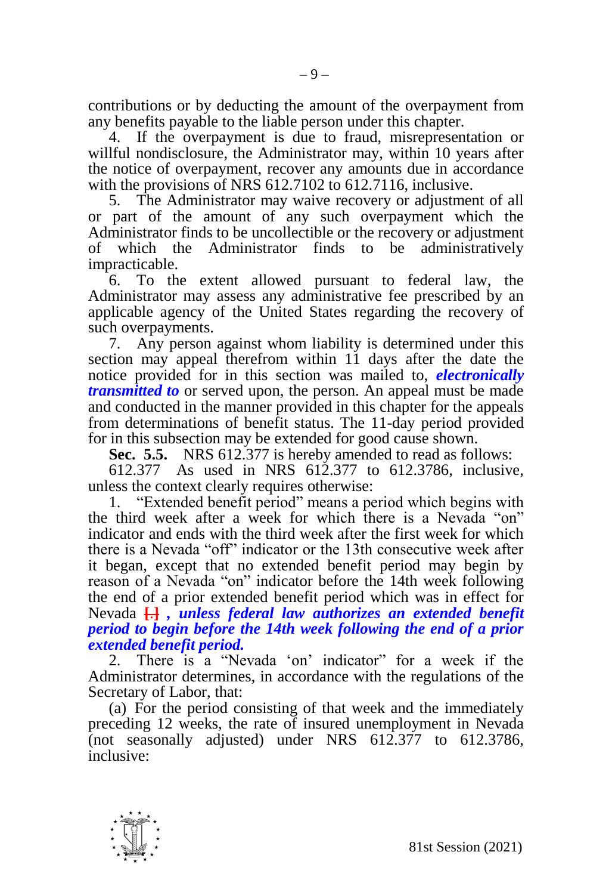contributions or by deducting the amount of the overpayment from any benefits payable to the liable person under this chapter.

4. If the overpayment is due to fraud, misrepresentation or willful nondisclosure, the Administrator may, within 10 years after the notice of overpayment, recover any amounts due in accordance with the provisions of NRS 612.7102 to 612.7116, inclusive.

5. The Administrator may waive recovery or adjustment of all or part of the amount of any such overpayment which the Administrator finds to be uncollectible or the recovery or adjustment of which the Administrator finds to be administratively impracticable.

6. To the extent allowed pursuant to federal law, the Administrator may assess any administrative fee prescribed by an applicable agency of the United States regarding the recovery of such overpayments.

7. Any person against whom liability is determined under this section may appeal therefrom within 11 days after the date the notice provided for in this section was mailed to, ***electronically transmitted to*** or served upon, the person. An appeal must be made and conducted in the manner provided in this chapter for the appeals from determinations of benefit status. The 11-day period provided for in this subsection may be extended for good cause shown.

**Sec. 5.5.** NRS 612.377 is hereby amended to read as follows:

612.377 As used in NRS 612.377 to 612.3786, inclusive, unless the context clearly requires otherwise:

1. "Extended benefit period" means a period which begins with the third week after a week for which there is a Nevada "on" indicator and ends with the third week after the first week for which there is a Nevada "off" indicator or the 13th consecutive week after it began, except that no extended benefit period may begin by reason of a Nevada "on" indicator before the 14th week following the end of a prior extended benefit period which was in effect for Nevada [.] ***, unless federal law authorizes an extended benefit period to begin before the 14th week following the end of a prior extended benefit period.***

2. There is a "Nevada 'on' indicator" for a week if the Administrator determines, in accordance with the regulations of the Secretary of Labor, that:

(a) For the period consisting of that week and the immediately preceding 12 weeks, the rate of insured unemployment in Nevada (not seasonally adjusted) under NRS 612.377 to 612.3786, inclusive: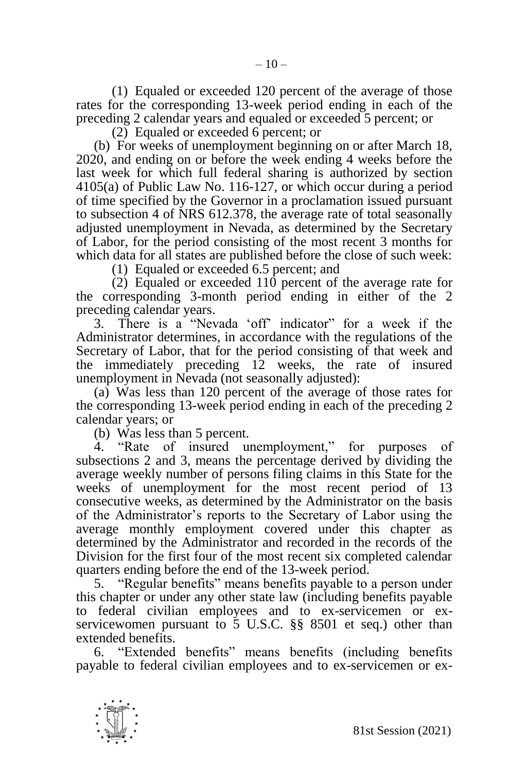(1) Equaled or exceeded 120 percent of the average of those rates for the corresponding 13-week period ending in each of the preceding 2 calendar years and equaled or exceeded 5 percent; or

(2) Equaled or exceeded 6 percent; or

(b) For weeks of unemployment beginning on or after March 18, 2020, and ending on or before the week ending 4 weeks before the last week for which full federal sharing is authorized by section 4105(a) of Public Law No. 116-127, or which occur during a period of time specified by the Governor in a proclamation issued pursuant to subsection 4 of NRS 612.378, the average rate of total seasonally adjusted unemployment in Nevada, as determined by the Secretary of Labor, for the period consisting of the most recent 3 months for which data for all states are published before the close of such week:

(1) Equaled or exceeded 6.5 percent; and

(2) Equaled or exceeded 110 percent of the average rate for the corresponding 3-month period ending in either of the 2 preceding calendar years.

3. There is a "Nevada 'off' indicator" for a week if the Administrator determines, in accordance with the regulations of the Secretary of Labor, that for the period consisting of that week and the immediately preceding 12 weeks, the rate of insured unemployment in Nevada (not seasonally adjusted):

(a) Was less than 120 percent of the average of those rates for the corresponding 13-week period ending in each of the preceding 2 calendar years; or

(b) Was less than 5 percent.

4. "Rate of insured unemployment," for purposes of subsections 2 and 3, means the percentage derived by dividing the average weekly number of persons filing claims in this State for the weeks of unemployment for the most recent period of 13 consecutive weeks, as determined by the Administrator on the basis of the Administrator's reports to the Secretary of Labor using the average monthly employment covered under this chapter as determined by the Administrator and recorded in the records of the Division for the first four of the most recent six completed calendar quarters ending before the end of the 13-week period.

5. "Regular benefits" means benefits payable to a person under this chapter or under any other state law (including benefits payable to federal civilian employees and to ex-servicemen or ex-servicewomen pursuant to 5 U.S.C. §§ 8501 et seq.) other than extended benefits.

6. "Extended benefits" means benefits (including benefits payable to federal civilian employees and to ex-servicemen or ex-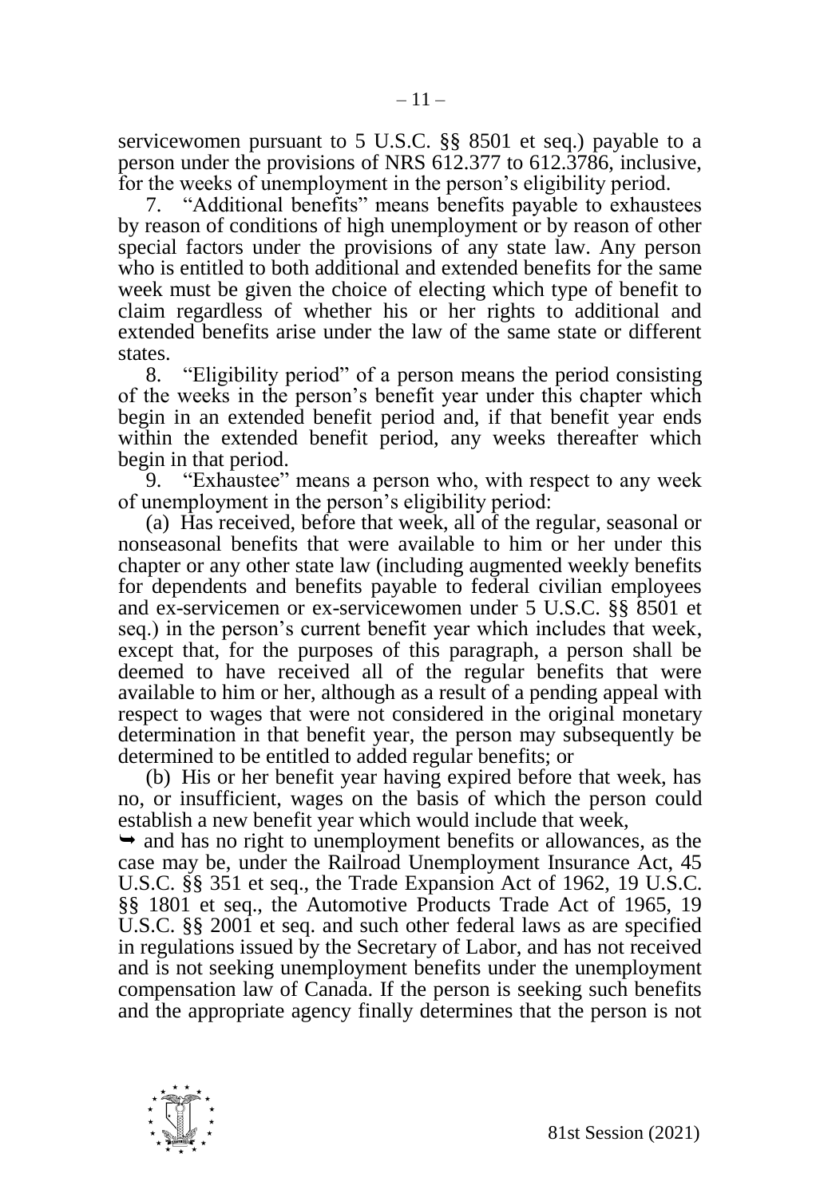servicewomen pursuant to 5 U.S.C. §§ 8501 et seq.) payable to a person under the provisions of NRS 612.377 to 612.3786, inclusive, for the weeks of unemployment in the person's eligibility period.

7. "Additional benefits" means benefits payable to exhaustees by reason of conditions of high unemployment or by reason of other special factors under the provisions of any state law. Any person who is entitled to both additional and extended benefits for the same week must be given the choice of electing which type of benefit to claim regardless of whether his or her rights to additional and extended benefits arise under the law of the same state or different states.

8. "Eligibility period" of a person means the period consisting of the weeks in the person's benefit year under this chapter which begin in an extended benefit period and, if that benefit year ends within the extended benefit period, any weeks thereafter which begin in that period.

9. "Exhaustee" means a person who, with respect to any week of unemployment in the person's eligibility period:

(a) Has received, before that week, all of the regular, seasonal or nonseasonal benefits that were available to him or her under this chapter or any other state law (including augmented weekly benefits for dependents and benefits payable to federal civilian employees and ex-servicemen or ex-servicewomen under 5 U.S.C. §§ 8501 et seq.) in the person's current benefit year which includes that week, except that, for the purposes of this paragraph, a person shall be deemed to have received all of the regular benefits that were available to him or her, although as a result of a pending appeal with respect to wages that were not considered in the original monetary determination in that benefit year, the person may subsequently be determined to be entitled to added regular benefits; or

(b) His or her benefit year having expired before that week, has no, or insufficient, wages on the basis of which the person could establish a new benefit year which would include that week,

➥ and has no right to unemployment benefits or allowances, as the case may be, under the Railroad Unemployment Insurance Act, 45 U.S.C. §§ 351 et seq., the Trade Expansion Act of 1962, 19 U.S.C. §§ 1801 et seq., the Automotive Products Trade Act of 1965, 19 U.S.C. §§ 2001 et seq. and such other federal laws as are specified in regulations issued by the Secretary of Labor, and has not received and is not seeking unemployment benefits under the unemployment compensation law of Canada. If the person is seeking such benefits and the appropriate agency finally determines that the person is not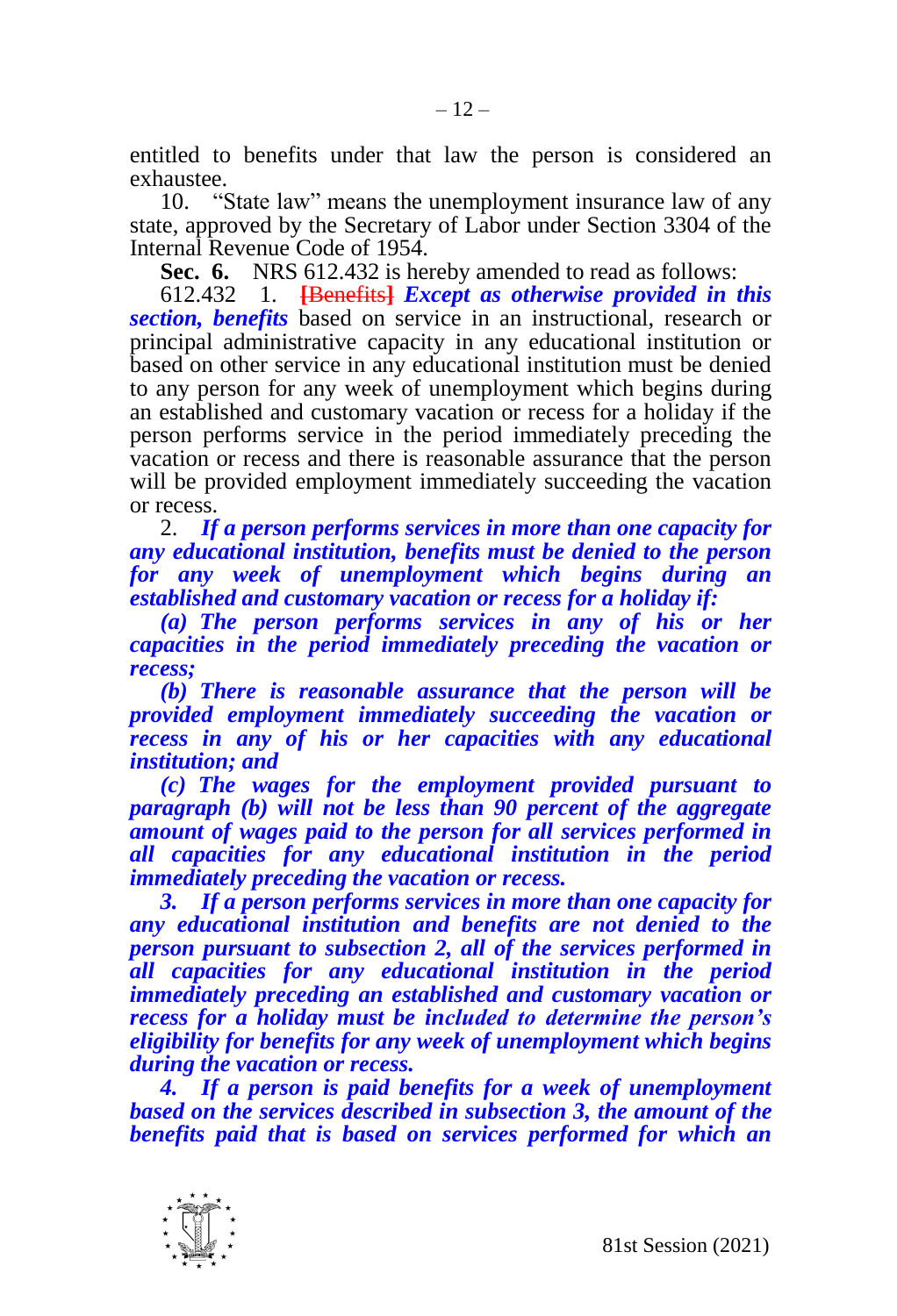entitled to benefits under that law the person is considered an exhaustee.

10. "State law" means the unemployment insurance law of any state, approved by the Secretary of Labor under Section 3304 of the Internal Revenue Code of 1954.

**Sec. 6.** NRS 612.432 is hereby amended to read as follows:

612.432 1. **[Benefits]** ***Except as otherwise provided in this section, benefits*** based on service in an instructional, research or principal administrative capacity in any educational institution or based on other service in any educational institution must be denied to any person for any week of unemployment which begins during an established and customary vacation or recess for a holiday if the person performs service in the period immediately preceding the vacation or recess and there is reasonable assurance that the person will be provided employment immediately succeeding the vacation or recess.

2. ***If a person performs services in more than one capacity for any educational institution, benefits must be denied to the person for any week of unemployment which begins during an established and customary vacation or recess for a holiday if:***

***(a) The person performs services in any of his or her capacities in the period immediately preceding the vacation or recess;***

***(b) There is reasonable assurance that the person will be provided employment immediately succeeding the vacation or recess in any of his or her capacities with any educational institution; and***

***(c) The wages for the employment provided pursuant to paragraph (b) will not be less than 90 percent of the aggregate amount of wages paid to the person for all services performed in all capacities for any educational institution in the period immediately preceding the vacation or recess.***

***3. If a person performs services in more than one capacity for any educational institution and benefits are not denied to the person pursuant to subsection 2, all of the services performed in all capacities for any educational institution in the period immediately preceding an established and customary vacation or recess for a holiday must be included to determine the person's eligibility for benefits for any week of unemployment which begins during the vacation or recess.***

***4. If a person is paid benefits for a week of unemployment based on the services described in subsection 3, the amount of the benefits paid that is based on services performed for which an***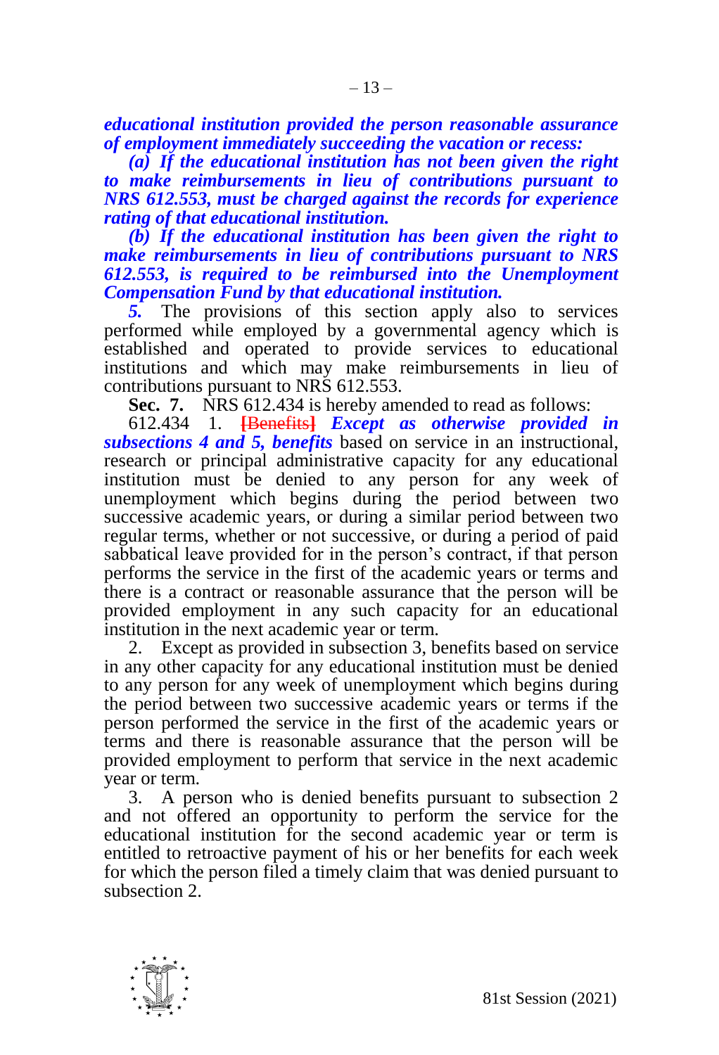***educational institution provided the person reasonable assurance of employment immediately succeeding the vacation or recess:***

***(a) If the educational institution has not been given the right to make reimbursements in lieu of contributions pursuant to NRS 612.553, must be charged against the records for experience rating of that educational institution.***

***(b) If the educational institution has been given the right to make reimbursements in lieu of contributions pursuant to NRS 612.553, is required to be reimbursed into the Unemployment Compensation Fund by that educational institution.***

***5.*** The provisions of this section apply also to services performed while employed by a governmental agency which is established and operated to provide services to educational institutions and which may make reimbursements in lieu of contributions pursuant to NRS 612.553.

**Sec. 7.** NRS 612.434 is hereby amended to read as follows:

612.434 1. **[Benefits]** ***Except as otherwise provided in subsections 4 and 5, benefits*** based on service in an instructional, research or principal administrative capacity for any educational institution must be denied to any person for any week of unemployment which begins during the period between two successive academic years, or during a similar period between two regular terms, whether or not successive, or during a period of paid sabbatical leave provided for in the person's contract, if that person performs the service in the first of the academic years or terms and there is a contract or reasonable assurance that the person will be provided employment in any such capacity for an educational institution in the next academic year or term.

2. Except as provided in subsection 3, benefits based on service in any other capacity for any educational institution must be denied to any person for any week of unemployment which begins during the period between two successive academic years or terms if the person performed the service in the first of the academic years or terms and there is reasonable assurance that the person will be provided employment to perform that service in the next academic year or term.

3. A person who is denied benefits pursuant to subsection 2 and not offered an opportunity to perform the service for the educational institution for the second academic year or term is entitled to retroactive payment of his or her benefits for each week for which the person filed a timely claim that was denied pursuant to subsection 2.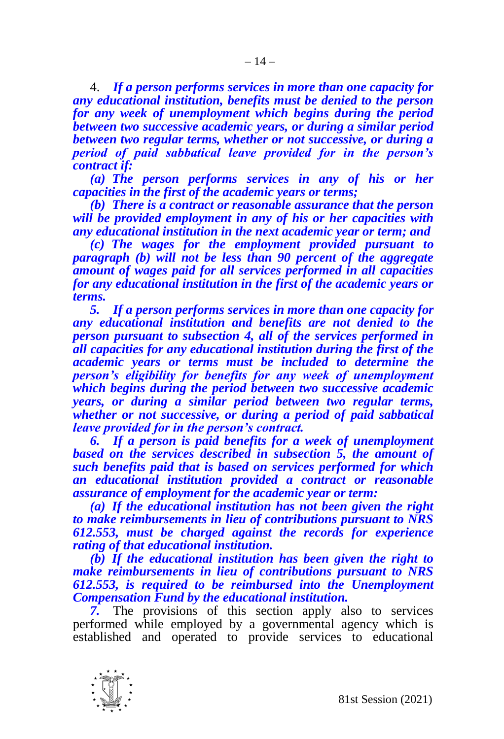4. ***If a person performs services in more than one capacity for any educational institution, benefits must be denied to the person for any week of unemployment which begins during the period between two successive academic years, or during a similar period between two regular terms, whether or not successive, or during a period of paid sabbatical leave provided for in the person's contract if:***

***(a) The person performs services in any of his or her capacities in the first of the academic years or terms;***

***(b) There is a contract or reasonable assurance that the person will be provided employment in any of his or her capacities with any educational institution in the next academic year or term; and***

***(c) The wages for the employment provided pursuant to paragraph (b) will not be less than 90 percent of the aggregate amount of wages paid for all services performed in all capacities for any educational institution in the first of the academic years or terms.***

***5. If a person performs services in more than one capacity for any educational institution and benefits are not denied to the person pursuant to subsection 4, all of the services performed in all capacities for any educational institution during the first of the academic years or terms must be included to determine the person's eligibility for benefits for any week of unemployment which begins during the period between two successive academic years, or during a similar period between two regular terms, whether or not successive, or during a period of paid sabbatical leave provided for in the person's contract.***

***6. If a person is paid benefits for a week of unemployment based on the services described in subsection 5, the amount of such benefits paid that is based on services performed for which an educational institution provided a contract or reasonable assurance of employment for the academic year or term:***

***(a) If the educational institution has not been given the right to make reimbursements in lieu of contributions pursuant to NRS 612.553, must be charged against the records for experience rating of that educational institution.***

***(b) If the educational institution has been given the right to make reimbursements in lieu of contributions pursuant to NRS 612.553, is required to be reimbursed into the Unemployment Compensation Fund by the educational institution.***

***7.*** The provisions of this section apply also to services performed while employed by a governmental agency which is established and operated to provide services to educational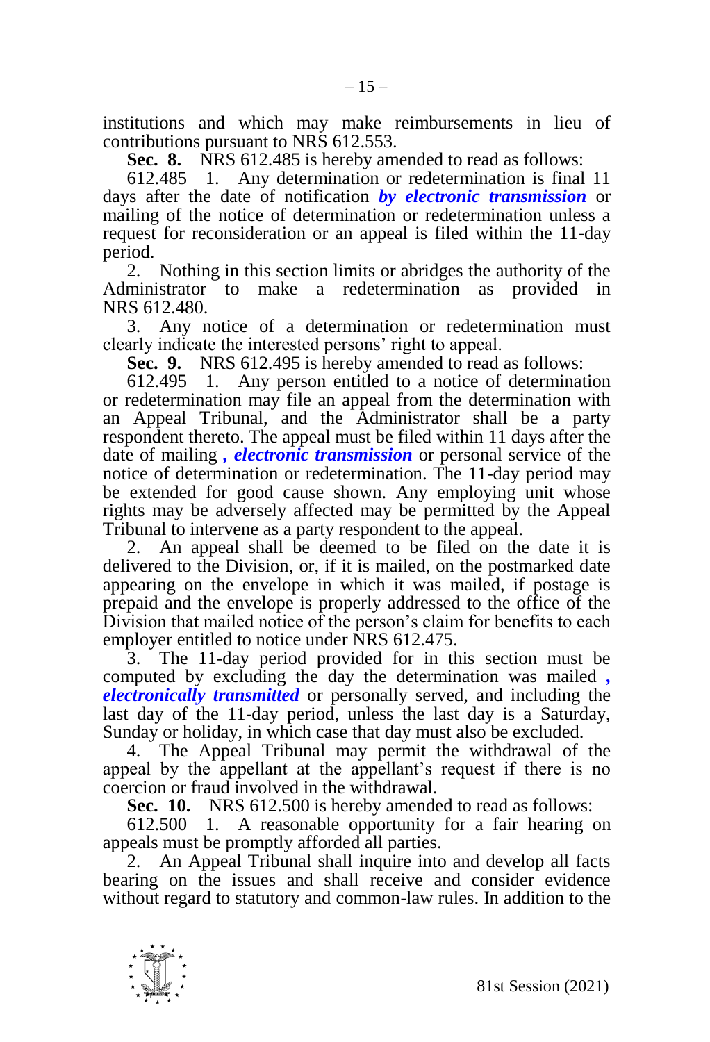institutions and which may make reimbursements in lieu of contributions pursuant to NRS 612.553.

**Sec. 8.** NRS 612.485 is hereby amended to read as follows:

612.485 1. Any determination or redetermination is final 11 days after the date of notification ***by electronic transmission*** or mailing of the notice of determination or redetermination unless a request for reconsideration or an appeal is filed within the 11-day period.

2. Nothing in this section limits or abridges the authority of the Administrator to make a redetermination as provided in NRS 612.480.

3. Any notice of a determination or redetermination must clearly indicate the interested persons' right to appeal.

**Sec. 9.** NRS 612.495 is hereby amended to read as follows:

612.495 1. Any person entitled to a notice of determination or redetermination may file an appeal from the determination with an Appeal Tribunal, and the Administrator shall be a party respondent thereto. The appeal must be filed within 11 days after the date of mailing ***, electronic transmission*** or personal service of the notice of determination or redetermination. The 11-day period may be extended for good cause shown. Any employing unit whose rights may be adversely affected may be permitted by the Appeal Tribunal to intervene as a party respondent to the appeal.

2. An appeal shall be deemed to be filed on the date it is delivered to the Division, or, if it is mailed, on the postmarked date appearing on the envelope in which it was mailed, if postage is prepaid and the envelope is properly addressed to the office of the Division that mailed notice of the person's claim for benefits to each employer entitled to notice under NRS 612.475.

3. The 11-day period provided for in this section must be computed by excluding the day the determination was mailed ***, electronically transmitted*** or personally served, and including the last day of the 11-day period, unless the last day is a Saturday, Sunday or holiday, in which case that day must also be excluded.

4. The Appeal Tribunal may permit the withdrawal of the appeal by the appellant at the appellant's request if there is no coercion or fraud involved in the withdrawal.

**Sec. 10.** NRS 612.500 is hereby amended to read as follows:

612.500 1. A reasonable opportunity for a fair hearing on appeals must be promptly afforded all parties.

2. An Appeal Tribunal shall inquire into and develop all facts bearing on the issues and shall receive and consider evidence without regard to statutory and common-law rules. In addition to the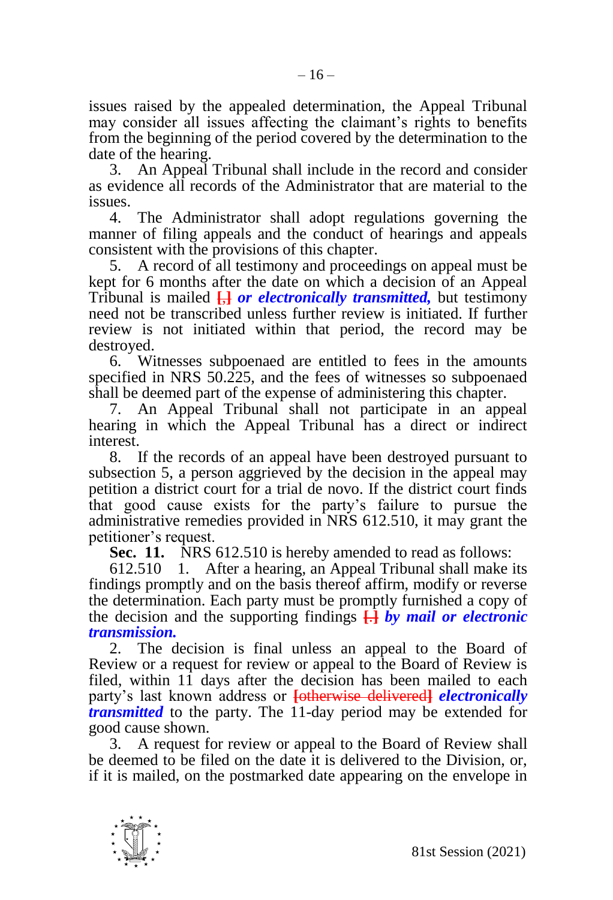issues raised by the appealed determination, the Appeal Tribunal may consider all issues affecting the claimant's rights to benefits from the beginning of the period covered by the determination to the date of the hearing.

3. An Appeal Tribunal shall include in the record and consider as evidence all records of the Administrator that are material to the issues.

4. The Administrator shall adopt regulations governing the manner of filing appeals and the conduct of hearings and appeals consistent with the provisions of this chapter.

5. A record of all testimony and proceedings on appeal must be kept for 6 months after the date on which a decision of an Appeal Tribunal is mailed [,] ***or electronically transmitted,*** but testimony need not be transcribed unless further review is initiated. If further review is not initiated within that period, the record may be destroyed.

6. Witnesses subpoenaed are entitled to fees in the amounts specified in NRS 50.225, and the fees of witnesses so subpoenaed shall be deemed part of the expense of administering this chapter.

7. An Appeal Tribunal shall not participate in an appeal hearing in which the Appeal Tribunal has a direct or indirect interest.

8. If the records of an appeal have been destroyed pursuant to subsection 5, a person aggrieved by the decision in the appeal may petition a district court for a trial de novo. If the district court finds that good cause exists for the party's failure to pursue the administrative remedies provided in NRS 612.510, it may grant the petitioner's request.

**Sec. 11.** NRS 612.510 is hereby amended to read as follows:

612.510 1. After a hearing, an Appeal Tribunal shall make its findings promptly and on the basis thereof affirm, modify or reverse the determination. Each party must be promptly furnished a copy of the decision and the supporting findings [.] ***by mail or electronic transmission.***

2. The decision is final unless an appeal to the Board of Review or a request for review or appeal to the Board of Review is filed, within 11 days after the decision has been mailed to each party's last known address or [otherwise delivered] ***electronically transmitted*** to the party. The 11-day period may be extended for good cause shown.

3. A request for review or appeal to the Board of Review shall be deemed to be filed on the date it is delivered to the Division, or, if it is mailed, on the postmarked date appearing on the envelope in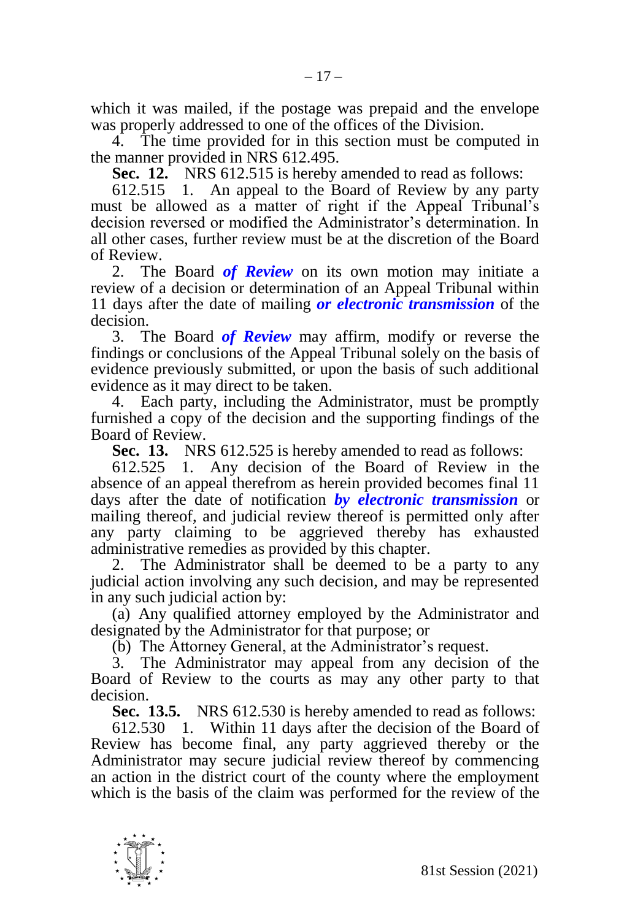which it was mailed, if the postage was prepaid and the envelope was properly addressed to one of the offices of the Division.

4. The time provided for in this section must be computed in the manner provided in NRS 612.495.

**Sec. 12.** NRS 612.515 is hereby amended to read as follows:

612.515 1. An appeal to the Board of Review by any party must be allowed as a matter of right if the Appeal Tribunal's decision reversed or modified the Administrator's determination. In all other cases, further review must be at the discretion of the Board of Review.

2. The Board ***of Review*** on its own motion may initiate a review of a decision or determination of an Appeal Tribunal within 11 days after the date of mailing ***or electronic transmission*** of the decision.

3. The Board ***of Review*** may affirm, modify or reverse the findings or conclusions of the Appeal Tribunal solely on the basis of evidence previously submitted, or upon the basis of such additional evidence as it may direct to be taken.

4. Each party, including the Administrator, must be promptly furnished a copy of the decision and the supporting findings of the Board of Review.

**Sec. 13.** NRS 612.525 is hereby amended to read as follows:

612.525 1. Any decision of the Board of Review in the absence of an appeal therefrom as herein provided becomes final 11 days after the date of notification ***by electronic transmission*** or mailing thereof, and judicial review thereof is permitted only after any party claiming to be aggrieved thereby has exhausted administrative remedies as provided by this chapter.

2. The Administrator shall be deemed to be a party to any judicial action involving any such decision, and may be represented in any such judicial action by:

(a) Any qualified attorney employed by the Administrator and designated by the Administrator for that purpose; or

(b) The Attorney General, at the Administrator's request.

3. The Administrator may appeal from any decision of the Board of Review to the courts as may any other party to that decision.

**Sec. 13.5.** NRS 612.530 is hereby amended to read as follows:

612.530 1. Within 11 days after the decision of the Board of Review has become final, any party aggrieved thereby or the Administrator may secure judicial review thereof by commencing an action in the district court of the county where the employment which is the basis of the claim was performed for the review of the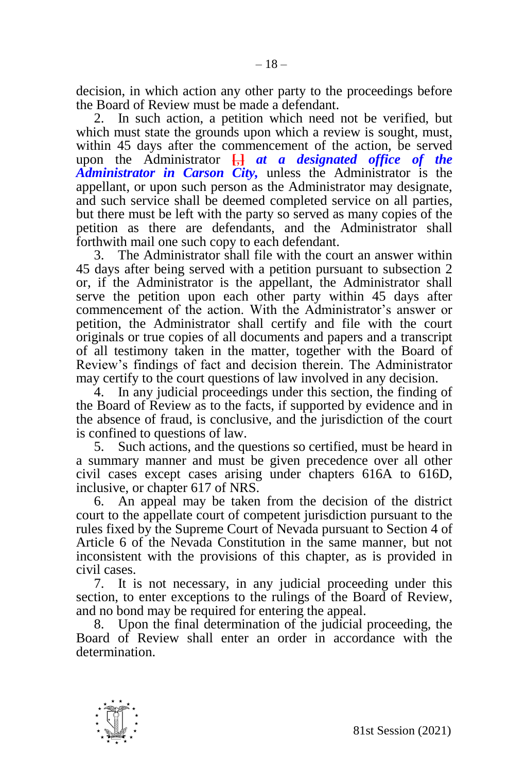decision, in which action any other party to the proceedings before the Board of Review must be made a defendant.

2. In such action, a petition which need not be verified, but which must state the grounds upon which a review is sought, must, within 45 days after the commencement of the action, be served upon the Administrator [,] ***at a designated office of the Administrator in Carson City,*** unless the Administrator is the appellant, or upon such person as the Administrator may designate, and such service shall be deemed completed service on all parties, but there must be left with the party so served as many copies of the petition as there are defendants, and the Administrator shall forthwith mail one such copy to each defendant.

3. The Administrator shall file with the court an answer within 45 days after being served with a petition pursuant to subsection 2 or, if the Administrator is the appellant, the Administrator shall serve the petition upon each other party within 45 days after commencement of the action. With the Administrator's answer or petition, the Administrator shall certify and file with the court originals or true copies of all documents and papers and a transcript of all testimony taken in the matter, together with the Board of Review's findings of fact and decision therein. The Administrator may certify to the court questions of law involved in any decision.

4. In any judicial proceedings under this section, the finding of the Board of Review as to the facts, if supported by evidence and in the absence of fraud, is conclusive, and the jurisdiction of the court is confined to questions of law.

5. Such actions, and the questions so certified, must be heard in a summary manner and must be given precedence over all other civil cases except cases arising under chapters 616A to 616D, inclusive, or chapter 617 of NRS.

6. An appeal may be taken from the decision of the district court to the appellate court of competent jurisdiction pursuant to the rules fixed by the Supreme Court of Nevada pursuant to Section 4 of Article 6 of the Nevada Constitution in the same manner, but not inconsistent with the provisions of this chapter, as is provided in civil cases.

7. It is not necessary, in any judicial proceeding under this section, to enter exceptions to the rulings of the Board of Review, and no bond may be required for entering the appeal.

8. Upon the final determination of the judicial proceeding, the Board of Review shall enter an order in accordance with the determination.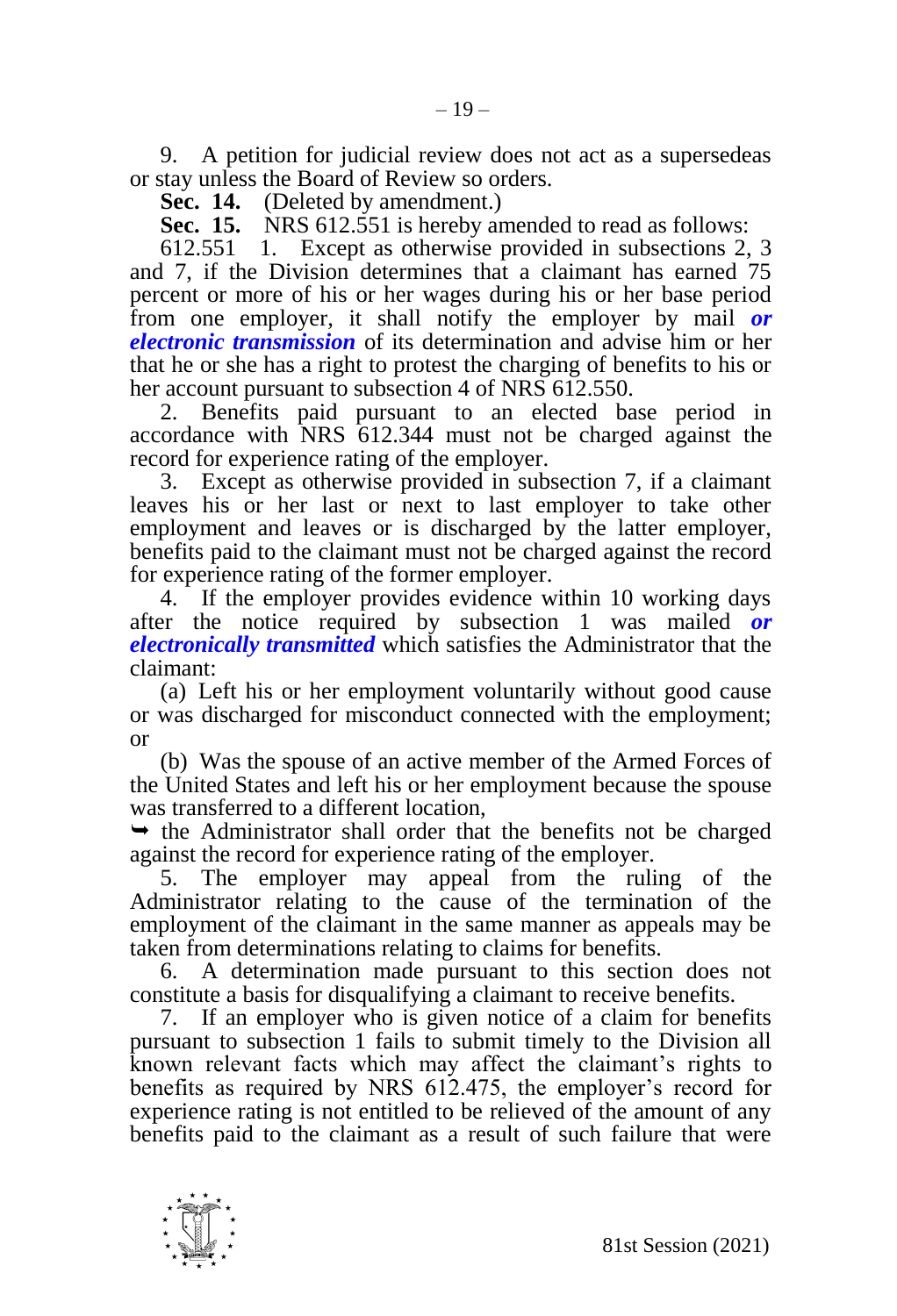9. A petition for judicial review does not act as a supersedeas or stay unless the Board of Review so orders.

**Sec. 14.** (Deleted by amendment.)

**Sec. 15.** NRS 612.551 is hereby amended to read as follows:

612.551 1. Except as otherwise provided in subsections 2, 3 and 7, if the Division determines that a claimant has earned 75 percent or more of his or her wages during his or her base period from one employer, it shall notify the employer by mail ***or electronic transmission*** of its determination and advise him or her that he or she has a right to protest the charging of benefits to his or her account pursuant to subsection 4 of NRS 612.550.

2. Benefits paid pursuant to an elected base period in accordance with NRS 612.344 must not be charged against the record for experience rating of the employer.

3. Except as otherwise provided in subsection 7, if a claimant leaves his or her last or next to last employer to take other employment and leaves or is discharged by the latter employer, benefits paid to the claimant must not be charged against the record for experience rating of the former employer.

4. If the employer provides evidence within 10 working days after the notice required by subsection 1 was mailed ***or electronically transmitted*** which satisfies the Administrator that the claimant:

(a) Left his or her employment voluntarily without good cause or was discharged for misconduct connected with the employment; or

(b) Was the spouse of an active member of the Armed Forces of the United States and left his or her employment because the spouse was transferred to a different location,

➥ the Administrator shall order that the benefits not be charged against the record for experience rating of the employer.

5. The employer may appeal from the ruling of the Administrator relating to the cause of the termination of the employment of the claimant in the same manner as appeals may be taken from determinations relating to claims for benefits.

6. A determination made pursuant to this section does not constitute a basis for disqualifying a claimant to receive benefits.

7. If an employer who is given notice of a claim for benefits pursuant to subsection 1 fails to submit timely to the Division all known relevant facts which may affect the claimant's rights to benefits as required by NRS 612.475, the employer's record for experience rating is not entitled to be relieved of the amount of any benefits paid to the claimant as a result of such failure that were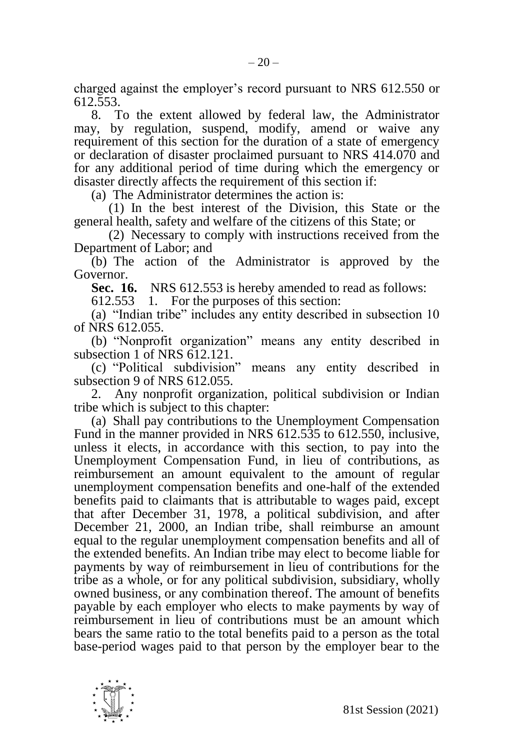charged against the employer's record pursuant to NRS 612.550 or 612.553.

8. To the extent allowed by federal law, the Administrator may, by regulation, suspend, modify, amend or waive any requirement of this section for the duration of a state of emergency or declaration of disaster proclaimed pursuant to NRS 414.070 and for any additional period of time during which the emergency or disaster directly affects the requirement of this section if:

(a) The Administrator determines the action is:

(1) In the best interest of the Division, this State or the general health, safety and welfare of the citizens of this State; or

(2) Necessary to comply with instructions received from the Department of Labor; and

(b) The action of the Administrator is approved by the Governor.

**Sec. 16.** NRS 612.553 is hereby amended to read as follows:

612.553 1. For the purposes of this section:

(a) "Indian tribe" includes any entity described in subsection 10 of NRS 612.055.

(b) "Nonprofit organization" means any entity described in subsection 1 of NRS 612.121.

(c) "Political subdivision" means any entity described in subsection 9 of NRS 612.055.

2. Any nonprofit organization, political subdivision or Indian tribe which is subject to this chapter:

(a) Shall pay contributions to the Unemployment Compensation Fund in the manner provided in NRS 612.535 to 612.550, inclusive, unless it elects, in accordance with this section, to pay into the Unemployment Compensation Fund, in lieu of contributions, as reimbursement an amount equivalent to the amount of regular unemployment compensation benefits and one-half of the extended benefits paid to claimants that is attributable to wages paid, except that after December 31, 1978, a political subdivision, and after December 21, 2000, an Indian tribe, shall reimburse an amount equal to the regular unemployment compensation benefits and all of the extended benefits. An Indian tribe may elect to become liable for payments by way of reimbursement in lieu of contributions for the tribe as a whole, or for any political subdivision, subsidiary, wholly owned business, or any combination thereof. The amount of benefits payable by each employer who elects to make payments by way of reimbursement in lieu of contributions must be an amount which bears the same ratio to the total benefits paid to a person as the total base-period wages paid to that person by the employer bear to the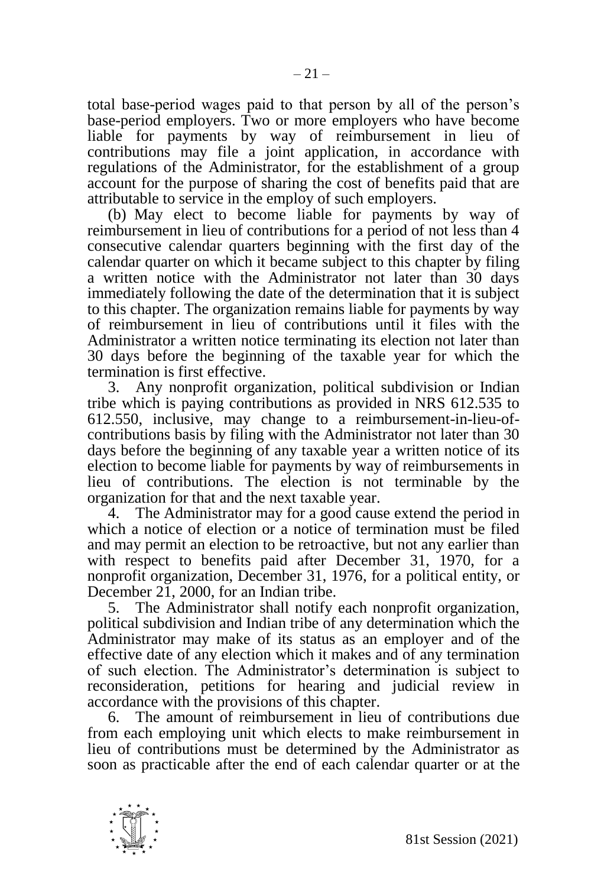total base-period wages paid to that person by all of the person's base-period employers. Two or more employers who have become liable for payments by way of reimbursement in lieu of contributions may file a joint application, in accordance with regulations of the Administrator, for the establishment of a group account for the purpose of sharing the cost of benefits paid that are attributable to service in the employ of such employers.

(b) May elect to become liable for payments by way of reimbursement in lieu of contributions for a period of not less than 4 consecutive calendar quarters beginning with the first day of the calendar quarter on which it became subject to this chapter by filing a written notice with the Administrator not later than 30 days immediately following the date of the determination that it is subject to this chapter. The organization remains liable for payments by way of reimbursement in lieu of contributions until it files with the Administrator a written notice terminating its election not later than 30 days before the beginning of the taxable year for which the termination is first effective.

3. Any nonprofit organization, political subdivision or Indian tribe which is paying contributions as provided in NRS 612.535 to 612.550, inclusive, may change to a reimbursement-in-lieu-of-contributions basis by filing with the Administrator not later than 30 days before the beginning of any taxable year a written notice of its election to become liable for payments by way of reimbursements in lieu of contributions. The election is not terminable by the organization for that and the next taxable year.

4. The Administrator may for a good cause extend the period in which a notice of election or a notice of termination must be filed and may permit an election to be retroactive, but not any earlier than with respect to benefits paid after December 31, 1970, for a nonprofit organization, December 31, 1976, for a political entity, or December 21, 2000, for an Indian tribe.

5. The Administrator shall notify each nonprofit organization, political subdivision and Indian tribe of any determination which the Administrator may make of its status as an employer and of the effective date of any election which it makes and of any termination of such election. The Administrator's determination is subject to reconsideration, petitions for hearing and judicial review in accordance with the provisions of this chapter.

6. The amount of reimbursement in lieu of contributions due from each employing unit which elects to make reimbursement in lieu of contributions must be determined by the Administrator as soon as practicable after the end of each calendar quarter or at the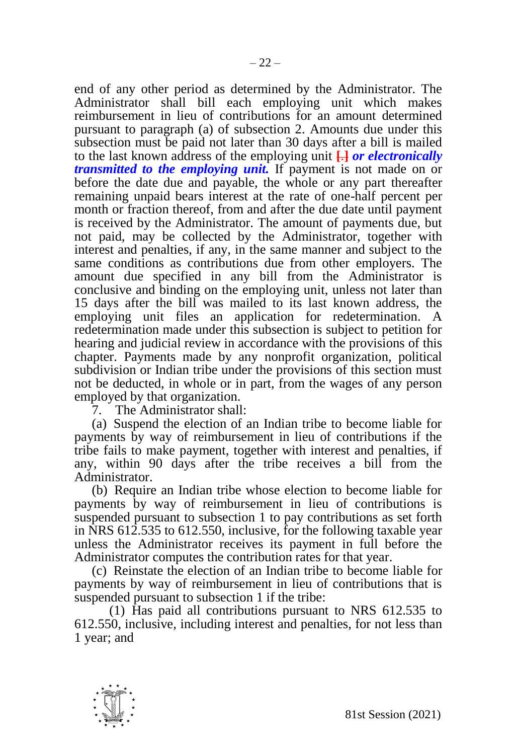end of any other period as determined by the Administrator. The Administrator shall bill each employing unit which makes reimbursement in lieu of contributions for an amount determined pursuant to paragraph (a) of subsection 2. Amounts due under this subsection must be paid not later than 30 days after a bill is mailed to the last known address of the employing unit [.] ***or electronically transmitted to the employing unit.*** If payment is not made on or before the date due and payable, the whole or any part thereafter remaining unpaid bears interest at the rate of one-half percent per month or fraction thereof, from and after the due date until payment is received by the Administrator. The amount of payments due, but not paid, may be collected by the Administrator, together with interest and penalties, if any, in the same manner and subject to the same conditions as contributions due from other employers. The amount due specified in any bill from the Administrator is conclusive and binding on the employing unit, unless not later than 15 days after the bill was mailed to its last known address, the employing unit files an application for redetermination. A redetermination made under this subsection is subject to petition for hearing and judicial review in accordance with the provisions of this chapter. Payments made by any nonprofit organization, political subdivision or Indian tribe under the provisions of this section must not be deducted, in whole or in part, from the wages of any person employed by that organization.

7. The Administrator shall:

(a) Suspend the election of an Indian tribe to become liable for payments by way of reimbursement in lieu of contributions if the tribe fails to make payment, together with interest and penalties, if any, within 90 days after the tribe receives a bill from the Administrator.

(b) Require an Indian tribe whose election to become liable for payments by way of reimbursement in lieu of contributions is suspended pursuant to subsection 1 to pay contributions as set forth in NRS 612.535 to 612.550, inclusive, for the following taxable year unless the Administrator receives its payment in full before the Administrator computes the contribution rates for that year.

(c) Reinstate the election of an Indian tribe to become liable for payments by way of reimbursement in lieu of contributions that is suspended pursuant to subsection 1 if the tribe:

(1) Has paid all contributions pursuant to NRS 612.535 to 612.550, inclusive, including interest and penalties, for not less than 1 year; and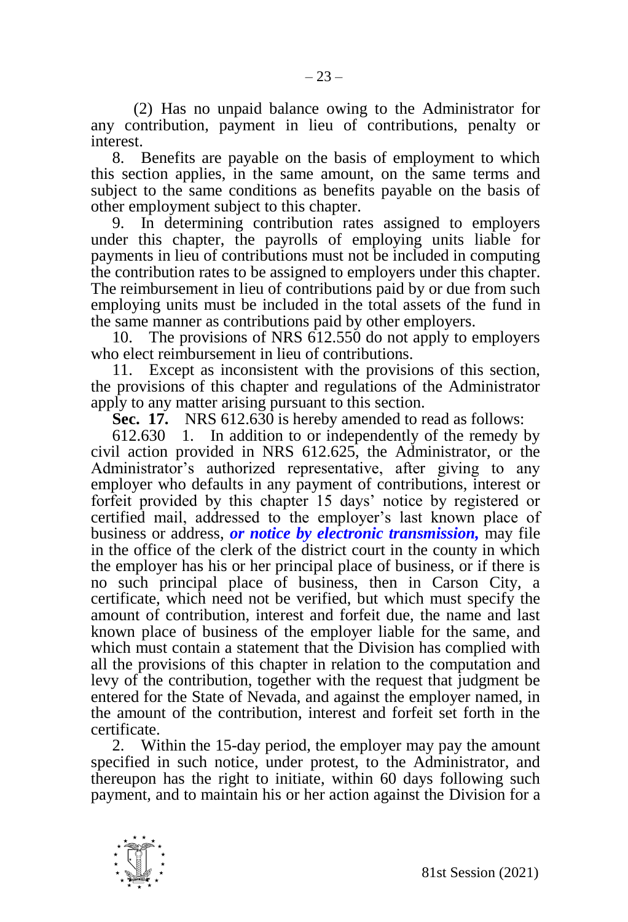(2) Has no unpaid balance owing to the Administrator for any contribution, payment in lieu of contributions, penalty or interest.

8. Benefits are payable on the basis of employment to which this section applies, in the same amount, on the same terms and subject to the same conditions as benefits payable on the basis of other employment subject to this chapter.

9. In determining contribution rates assigned to employers under this chapter, the payrolls of employing units liable for payments in lieu of contributions must not be included in computing the contribution rates to be assigned to employers under this chapter. The reimbursement in lieu of contributions paid by or due from such employing units must be included in the total assets of the fund in the same manner as contributions paid by other employers.

10. The provisions of NRS 612.550 do not apply to employers who elect reimbursement in lieu of contributions.

11. Except as inconsistent with the provisions of this section, the provisions of this chapter and regulations of the Administrator apply to any matter arising pursuant to this section.

**Sec. 17.** NRS 612.630 is hereby amended to read as follows:

612.630 1. In addition to or independently of the remedy by civil action provided in NRS 612.625, the Administrator, or the Administrator's authorized representative, after giving to any employer who defaults in any payment of contributions, interest or forfeit provided by this chapter 15 days' notice by registered or certified mail, addressed to the employer's last known place of business or address, ***or notice by electronic transmission,*** may file in the office of the clerk of the district court in the county in which the employer has his or her principal place of business, or if there is no such principal place of business, then in Carson City, a certificate, which need not be verified, but which must specify the amount of contribution, interest and forfeit due, the name and last known place of business of the employer liable for the same, and which must contain a statement that the Division has complied with all the provisions of this chapter in relation to the computation and levy of the contribution, together with the request that judgment be entered for the State of Nevada, and against the employer named, in the amount of the contribution, interest and forfeit set forth in the certificate.

2. Within the 15-day period, the employer may pay the amount specified in such notice, under protest, to the Administrator, and thereupon has the right to initiate, within 60 days following such payment, and to maintain his or her action against the Division for a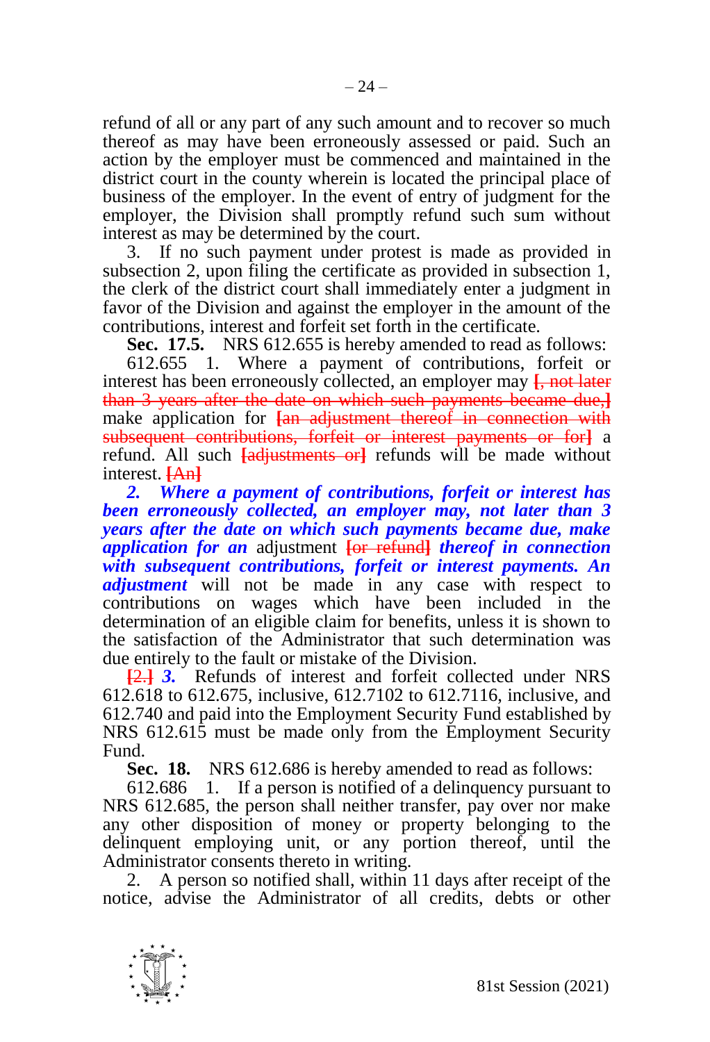refund of all or any part of any such amount and to recover so much thereof as may have been erroneously assessed or paid. Such an action by the employer must be commenced and maintained in the district court in the county wherein is located the principal place of business of the employer. In the event of entry of judgment for the employer, the Division shall promptly refund such sum without interest as may be determined by the court.

3. If no such payment under protest is made as provided in subsection 2, upon filing the certificate as provided in subsection 1, the clerk of the district court shall immediately enter a judgment in favor of the Division and against the employer in the amount of the contributions, interest and forfeit set forth in the certificate.

**Sec. 17.5.** NRS 612.655 is hereby amended to read as follows:

612.655 1. Where a payment of contributions, forfeit or interest has been erroneously collected, an employer may [, not later than 3 years after the date on which such payments became due,] make application for [an adjustment thereof in connection with subsequent contributions, forfeit or interest payments or for] a refund. All such [adjustments or] refunds will be made without interest. [An]

***2. Where a payment of contributions, forfeit or interest has been erroneously collected, an employer may, not later than 3 years after the date on which such payments became due, make application for an*** adjustment [or refund] ***thereof in connection with subsequent contributions, forfeit or interest payments. An adjustment*** will not be made in any case with respect to contributions on wages which have been included in the determination of an eligible claim for benefits, unless it is shown to the satisfaction of the Administrator that such determination was due entirely to the fault or mistake of the Division.

[2.] ***3.*** Refunds of interest and forfeit collected under NRS 612.618 to 612.675, inclusive, 612.7102 to 612.7116, inclusive, and 612.740 and paid into the Employment Security Fund established by NRS 612.615 must be made only from the Employment Security Fund.

**Sec. 18.** NRS 612.686 is hereby amended to read as follows:

612.686 1. If a person is notified of a delinquency pursuant to NRS 612.685, the person shall neither transfer, pay over nor make any other disposition of money or property belonging to the delinquent employing unit, or any portion thereof, until the Administrator consents thereto in writing.

2. A person so notified shall, within 11 days after receipt of the notice, advise the Administrator of all credits, debts or other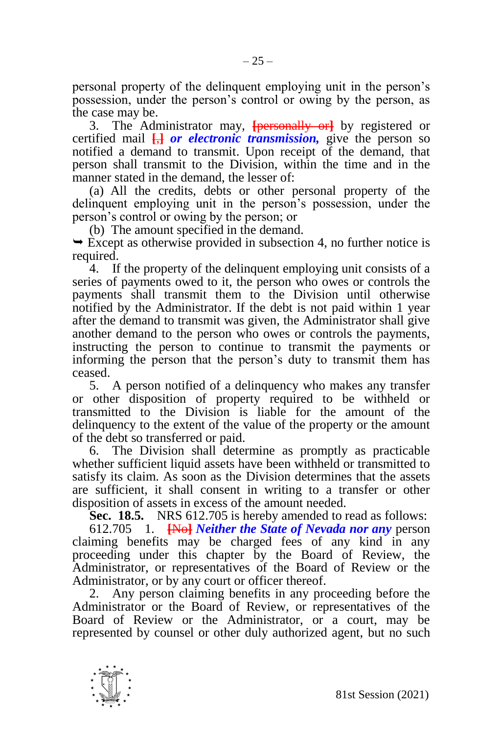personal property of the delinquent employing unit in the person's possession, under the person's control or owing by the person, as the case may be.

3. The Administrator may, [personally or] by registered or certified mail [,] ***or electronic transmission,*** give the person so notified a demand to transmit. Upon receipt of the demand, that person shall transmit to the Division, within the time and in the manner stated in the demand, the lesser of:

(a) All the credits, debts or other personal property of the delinquent employing unit in the person's possession, under the person's control or owing by the person; or

(b) The amount specified in the demand.

➥ Except as otherwise provided in subsection 4, no further notice is required.

4. If the property of the delinquent employing unit consists of a series of payments owed to it, the person who owes or controls the payments shall transmit them to the Division until otherwise notified by the Administrator. If the debt is not paid within 1 year after the demand to transmit was given, the Administrator shall give another demand to the person who owes or controls the payments, instructing the person to continue to transmit the payments or informing the person that the person's duty to transmit them has ceased.

5. A person notified of a delinquency who makes any transfer or other disposition of property required to be withheld or transmitted to the Division is liable for the amount of the delinquency to the extent of the value of the property or the amount of the debt so transferred or paid.

6. The Division shall determine as promptly as practicable whether sufficient liquid assets have been withheld or transmitted to satisfy its claim. As soon as the Division determines that the assets are sufficient, it shall consent in writing to a transfer or other disposition of assets in excess of the amount needed.

**Sec. 18.5.** NRS 612.705 is hereby amended to read as follows:

612.705 1. [No] ***Neither the State of Nevada nor any*** person claiming benefits may be charged fees of any kind in any proceeding under this chapter by the Board of Review, the Administrator, or representatives of the Board of Review or the Administrator, or by any court or officer thereof.

2. Any person claiming benefits in any proceeding before the Administrator or the Board of Review, or representatives of the Board of Review or the Administrator, or a court, may be represented by counsel or other duly authorized agent, but no such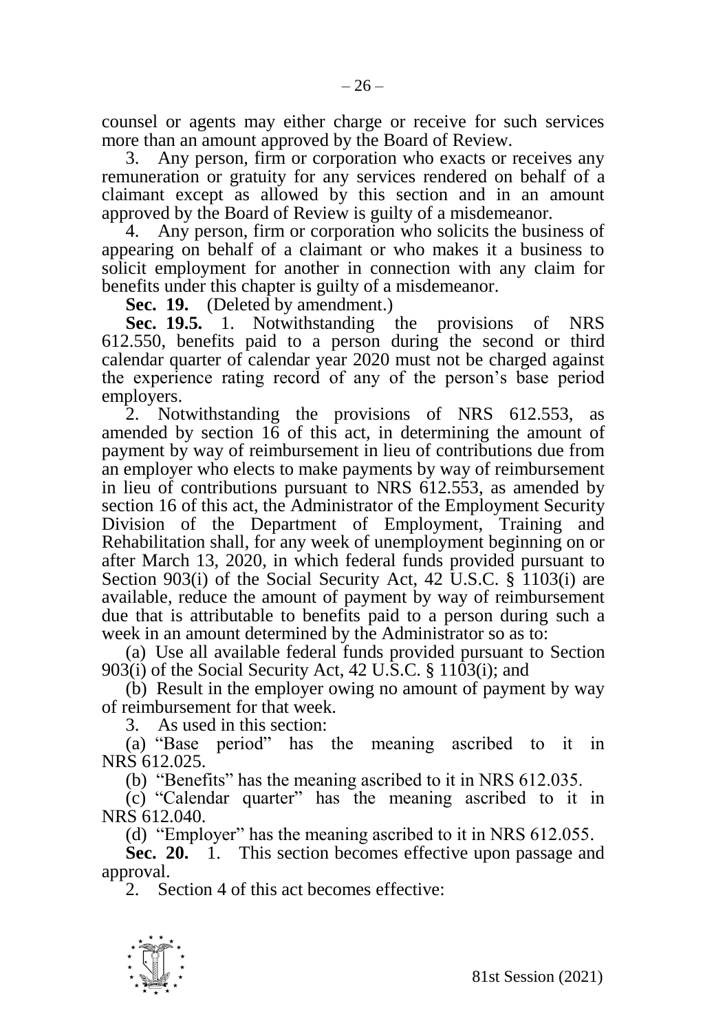counsel or agents may either charge or receive for such services more than an amount approved by the Board of Review.

3. Any person, firm or corporation who exacts or receives any remuneration or gratuity for any services rendered on behalf of a claimant except as allowed by this section and in an amount approved by the Board of Review is guilty of a misdemeanor.

4. Any person, firm or corporation who solicits the business of appearing on behalf of a claimant or who makes it a business to solicit employment for another in connection with any claim for benefits under this chapter is guilty of a misdemeanor.

**Sec. 19.** (Deleted by amendment.)

**Sec. 19.5.** 1. Notwithstanding the provisions of NRS 612.550, benefits paid to a person during the second or third calendar quarter of calendar year 2020 must not be charged against the experience rating record of any of the person's base period employers.

2. Notwithstanding the provisions of NRS 612.553, as amended by section 16 of this act, in determining the amount of payment by way of reimbursement in lieu of contributions due from an employer who elects to make payments by way of reimbursement in lieu of contributions pursuant to NRS 612.553, as amended by section 16 of this act, the Administrator of the Employment Security Division of the Department of Employment, Training and Rehabilitation shall, for any week of unemployment beginning on or after March 13, 2020, in which federal funds provided pursuant to Section 903(i) of the Social Security Act, 42 U.S.C. § 1103(i) are available, reduce the amount of payment by way of reimbursement due that is attributable to benefits paid to a person during such a week in an amount determined by the Administrator so as to:

(a) Use all available federal funds provided pursuant to Section 903(i) of the Social Security Act, 42 U.S.C. § 1103(i); and

(b) Result in the employer owing no amount of payment by way of reimbursement for that week.

3. As used in this section:

(a) "Base period" has the meaning ascribed to it in NRS 612.025.

(b) "Benefits" has the meaning ascribed to it in NRS 612.035.

(c) "Calendar quarter" has the meaning ascribed to it in NRS 612.040.

(d) "Employer" has the meaning ascribed to it in NRS 612.055.

**Sec. 20.** 1. This section becomes effective upon passage and approval.

2. Section 4 of this act becomes effective: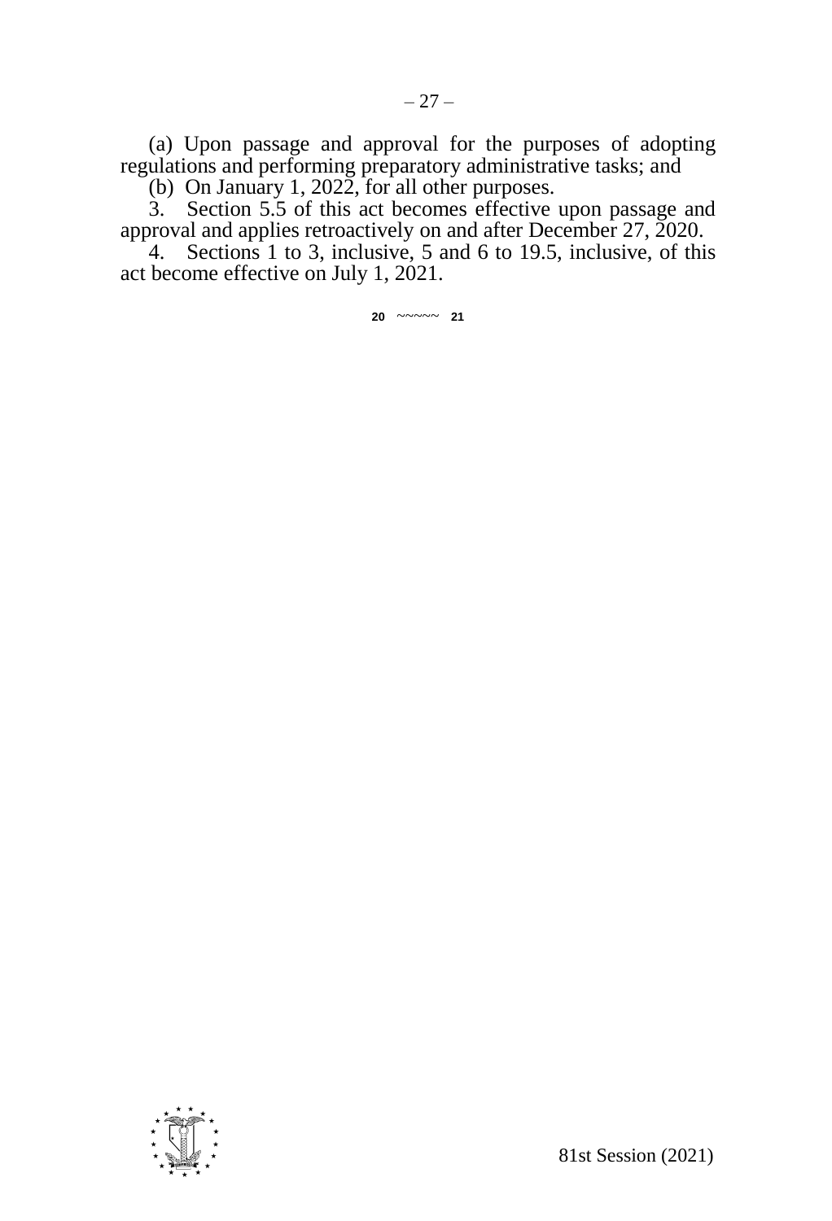(a) Upon passage and approval for the purposes of adopting regulations and performing preparatory administrative tasks; and

(b) On January 1, 2022, for all other purposes.

3. Section 5.5 of this act becomes effective upon passage and approval and applies retroactively on and after December 27, 2020.

4. Sections 1 to 3, inclusive, 5 and 6 to 19.5, inclusive, of this act become effective on July 1, 2021.

20 ~~~~~ 21